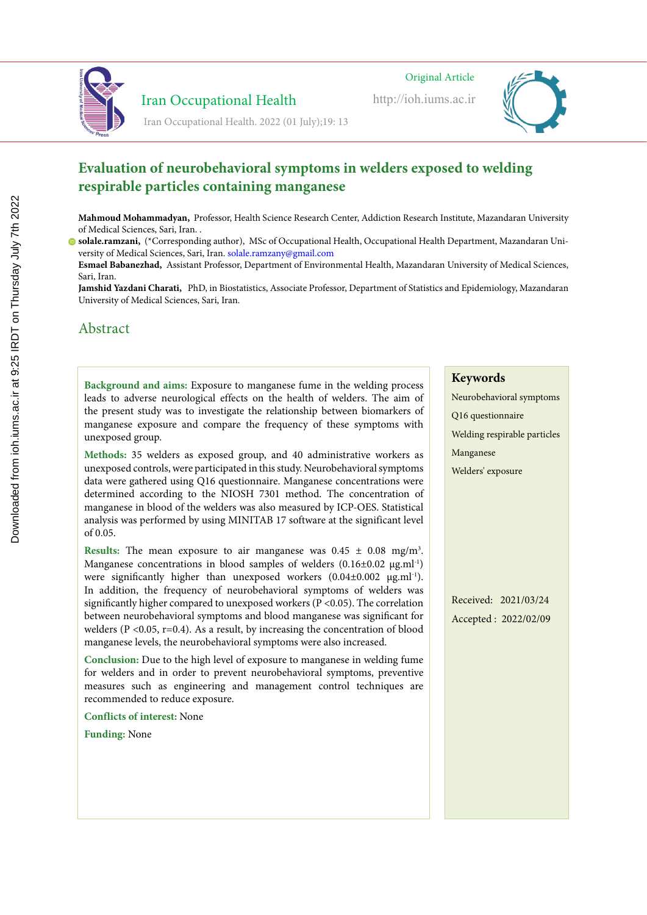# Evaluation of neurobehavioral symptoms in welders exposed to welding respirable particles containing manganese

**Mahmoud Mohammadyan,** Professor, Health Science Research Center, Addiction Research Institute, Mazandaran University of Medical Sciences, Sari, Iran. .

**solale.ramzani,** (*Corresponding author), MSc of Occupational Health, Occupational Health Department, Mazandaran University of Medical Sciences, Sari, Iran. solale.ramzany@gmail.com

**Esmael Babanezhad,** Assistant Professor, Department of Environmental Health, Mazandaran University of Medical Sciences, Sari, Iran.

**Jamshid Yazdani Charati,** PhD, in Biostatistics, Associate Professor, Department of Statistics and Epidemiology, Mazandaran University of Medical Sciences, Sari, Iran.

## Abstract

**Background and aims:** Exposure to manganese fume in the welding process leads to adverse neurological effects on the health of welders. The aim of the present study was to investigate the relationship between biomarkers of manganese exposure and compare the frequency of these symptoms with unexposed group.

**Methods:** 35 welders as exposed group, and 40 administrative workers as unexposed controls, were participated in this study. Neurobehavioral symptoms data were gathered using Q16 questionnaire. Manganese concentrations were determined according to the NIOSH 7301 method. The concentration of manganese in blood of the welders was also measured by ICP-OES. Statistical analysis was performed by using MINITAB 17 software at the significant level of 0.05.

**Results:** The mean exposure to air manganese was 0.45 ± 0.08 $mg/m^3$. Manganese concentrations in blood samples of welders (0.16±0.02 $\mu g.ml^{-1}$) were significantly higher than unexposed workers (0.04±0.002 $\mu g.ml^{-1}$). In addition, the frequency of neurobehavioral symptoms of welders was significantly higher compared to unexposed workers ($P < 0.05$). The correlation between neurobehavioral symptoms and blood manganese was significant for welders ($P < 0.05$, $r=0.4$). As a result, by increasing the concentration of blood manganese levels, the neurobehavioral symptoms were also increased.

**Conclusion:** Due to the high level of exposure to manganese in welding fume for welders and in order to prevent neurobehavioral symptoms, preventive measures such as engineering and management control techniques are recommended to reduce exposure.

**Conflicts of interest:** None

**Funding:** None

### Keywords

Neurobehavioral symptoms

Q16 questionnaire

Welding respirable particles

Manganese

Welders' exposure

Received: 2021/03/24

Accepted : 2022/02/09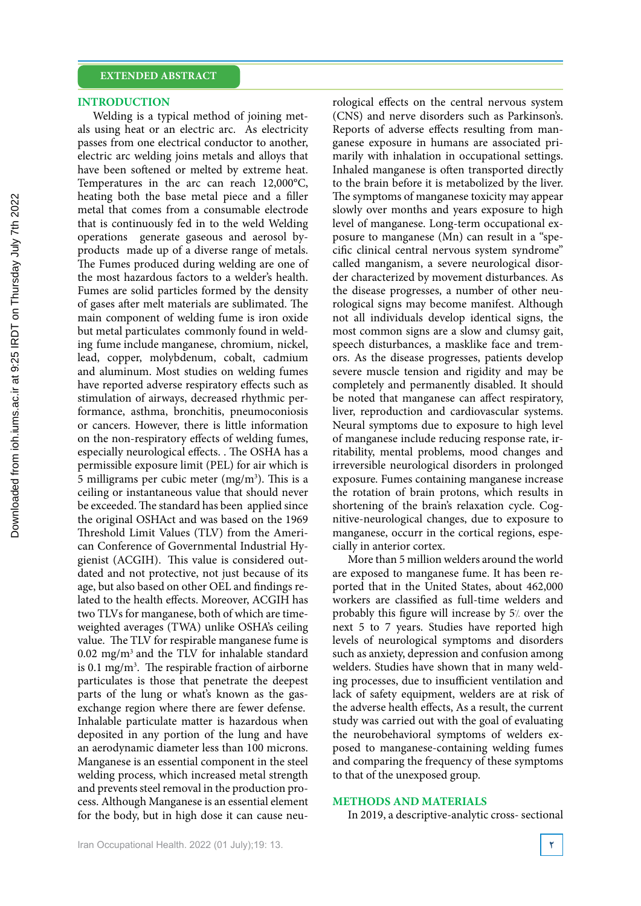## EXTENDED ABSTRACT

### INTRODUCTION

Welding is a typical method of joining metals using heat or an electric arc. As electricity passes from one electrical conductor to another, electric arc welding joins metals and alloys that have been softened or melted by extreme heat. Temperatures in the arc can reach 12,000°C, heating both the base metal piece and a filler metal that comes from a consumable electrode that is continuously fed in to the weld Welding operations generate gaseous and aerosol byproducts made up of a diverse range of metals. The Fumes produced during welding are one of the most hazardous factors to a welder's health. Fumes are solid particles formed by the density of gases after melt materials are sublimated. The main component of welding fume is iron oxide but metal particulates commonly found in welding fume include manganese, chromium, nickel, lead, copper, molybdenum, cobalt, cadmium and aluminum. Most studies on welding fumes have reported adverse respiratory effects such as stimulation of airways, decreased rhythmic performance, asthma, bronchitis, pneumoconiosis or cancers. However, there is little information on the non-respiratory effects of welding fumes, especially neurological effects. . The OSHA has a permissible exposure limit (PEL) for air which is 5 milligrams per cubic meter (mg/m$^3$). This is a ceiling or instantaneous value that should never be exceeded. The standard has been applied since the original OSHAct and was based on the 1969 Threshold Limit Values (TLV) from the American Conference of Governmental Industrial Hygienist (ACGIH). This value is considered outdated and not protective, not just because of its age, but also based on other OEL and findings related to the health effects. Moreover, ACGIH has two TLVs for manganese, both of which are time-weighted averages (TWA) unlike OSHA's ceiling value. The TLV for respirable manganese fume is 0.02 mg/m$^3$ and the TLV for inhalable standard is 0.1 mg/m$^3$. The respirable fraction of airborne particulates is those that penetrate the deepest parts of the lung or what's known as the gas-exchange region where there are fewer defense. Inhalable particulate matter is hazardous when deposited in any portion of the lung and have an aerodynamic diameter less than 100 microns. Manganese is an essential component in the steel welding process, which increased metal strength and prevents steel removal in the production process. Although Manganese is an essential element for the body, but in high dose it can cause neurological effects on the central nervous system (CNS) and nerve disorders such as Parkinson's. Reports of adverse effects resulting from manganese exposure in humans are associated primarily with inhalation in occupational settings. Inhaled manganese is often transported directly to the brain before it is metabolized by the liver. The symptoms of manganese toxicity may appear slowly over months and years exposure to high level of manganese. Long-term occupational exposure to manganese (Mn) can result in a "specific clinical central nervous system syndrome" called manganism, a severe neurological disorder characterized by movement disturbances. As the disease progresses, a number of other neurological signs may become manifest. Although not all individuals develop identical signs, the most common signs are a slow and clumsy gait, speech disturbances, a masklike face and tremors. As the disease progresses, patients develop severe muscle tension and rigidity and may be completely and permanently disabled. It should be noted that manganese can affect respiratory, liver, reproduction and cardiovascular systems. Neural symptoms due to exposure to high level of manganese include reducing response rate, irritability, mental problems, mood changes and irreversible neurological disorders in prolonged exposure. Fumes containing manganese increase the rotation of brain protons, which results in shortening of the brain's relaxation cycle. Cognitive-neurological changes, due to exposure to manganese, occurr in the cortical regions, especially in anterior cortex.

More than 5 million welders around the world are exposed to manganese fume. It has been reported that in the United States, about 462,000 workers are classified as full-time welders and probably this figure will increase by 5٪ over the next 5 to 7 years. Studies have reported high levels of neurological symptoms and disorders such as anxiety, depression and confusion among welders. Studies have shown that in many welding processes, due to insufficient ventilation and lack of safety equipment, welders are at risk of the adverse health effects, As a result, the current study was carried out with the goal of evaluating the neurobehavioral symptoms of welders exposed to manganese-containing welding fumes and comparing the frequency of these symptoms to that of the unexposed group.

### METHODS AND MATERIALS

In 2019, a descriptive-analytic cross- sectional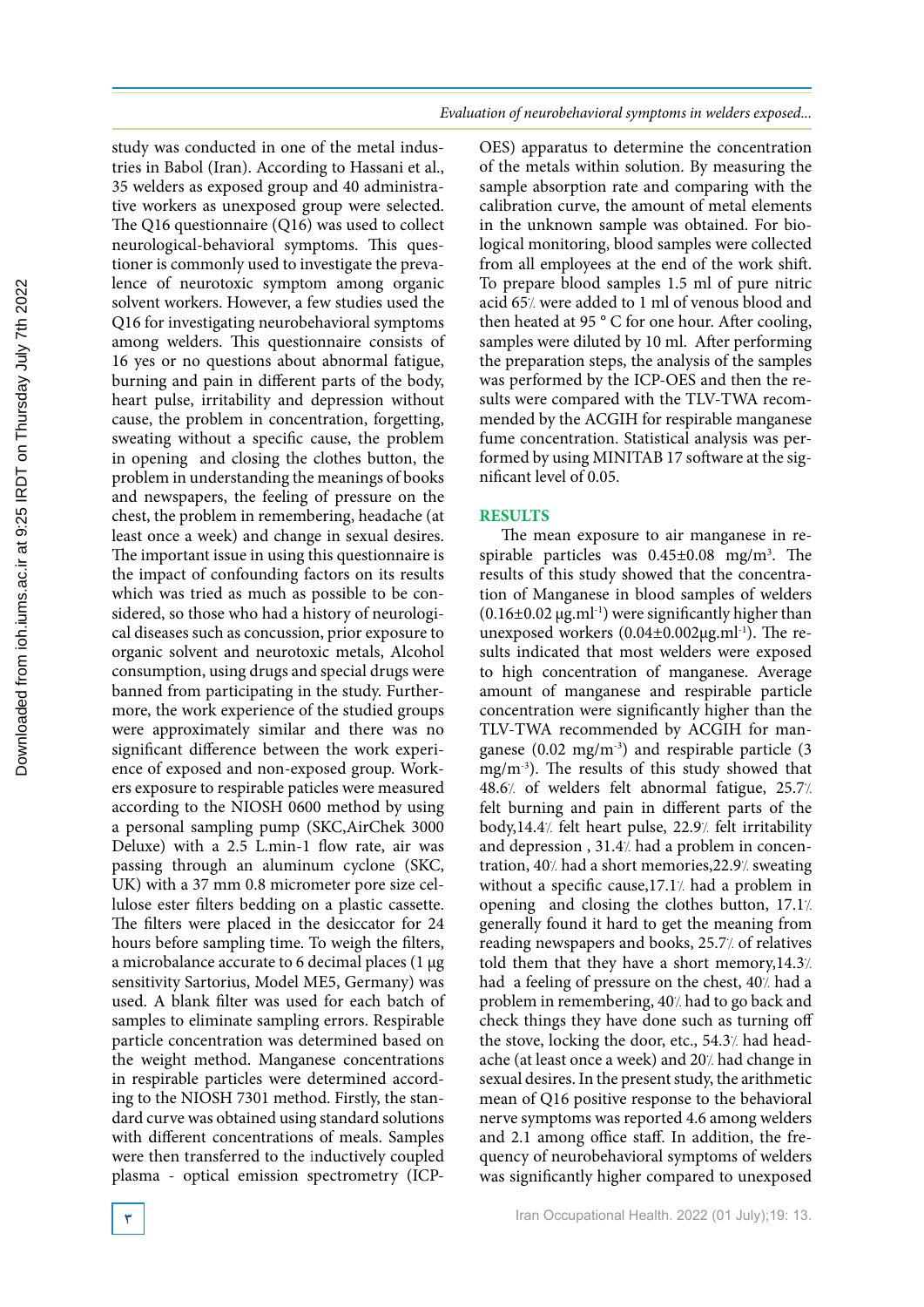study was conducted in one of the metal industries in Babol (Iran). According to Hassani et al., 35 welders as exposed group and 40 administrative workers as unexposed group were selected. The Q16 questionnaire (Q16) was used to collect neurological-behavioral symptoms. This questioner is commonly used to investigate the prevalence of neurotoxic symptom among organic solvent workers. However, a few studies used the Q16 for investigating neurobehavioral symptoms among welders. This questionnaire consists of 16 yes or no questions about abnormal fatigue, burning and pain in different parts of the body, heart pulse, irritability and depression without cause, the problem in concentration, forgetting, sweating without a specific cause, the problem in opening and closing the clothes button, the problem in understanding the meanings of books and newspapers, the feeling of pressure on the chest, the problem in remembering, headache (at least once a week) and change in sexual desires. The important issue in using this questionnaire is the impact of confounding factors on its results which was tried as much as possible to be considered, so those who had a history of neurological diseases such as concussion, prior exposure to organic solvent and neurotoxic metals, Alcohol consumption, using drugs and special drugs were banned from participating in the study. Furthermore, the work experience of the studied groups were approximately similar and there was no significant difference between the work experience of exposed and non-exposed group. Workers exposure to respirable paticles were measured according to the NIOSH 0600 method by using a personal sampling pump (SKC,AirChek 3000 Deluxe) with a 2.5 L.min-1 flow rate, air was passing through an aluminum cyclone (SKC, UK) with a 37 mm 0.8 micrometer pore size cellulose ester filters bedding on a plastic cassette. The filters were placed in the desiccator for 24 hours before sampling time. To weigh the filters, a microbalance accurate to 6 decimal places (1 µg sensitivity Sartorius, Model ME5, Germany) was used. A blank filter was used for each batch of samples to eliminate sampling errors. Respirable particle concentration was determined based on the weight method. Manganese concentrations in respirable particles were determined according to the NIOSH 7301 method. Firstly, the standard curve was obtained using standard solutions with different concentrations of meals. Samples were then transferred to the inductively coupled plasma - optical emission spectrometry (ICP-OES) apparatus to determine the concentration of the metals within solution. By measuring the sample absorption rate and comparing with the calibration curve, the amount of metal elements in the unknown sample was obtained. For biological monitoring, blood samples were collected from all employees at the end of the work shift. To prepare blood samples 1.5 ml of pure nitric acid 65% were added to 1 ml of venous blood and then heated at 95 ° C for one hour. After cooling, samples were diluted by 10 ml. After performing the preparation steps, the analysis of the samples was performed by the ICP-OES and then the results were compared with the TLV-TWA recommended by the ACGIH for respirable manganese fume concentration. Statistical analysis was performed by using MINITAB 17 software at the significant level of 0.05.

## RESULTS

The mean exposure to air manganese in respirable particles was $0.45\pm0.08$ mg/m$^3$. The results of this study showed that the concentration of Manganese in blood samples of welders ($0.16\pm0.02$ µg.ml$^{-1}$) were significantly higher than unexposed workers ($0.04\pm0.002$µg.ml$^{-1}$). The results indicated that most welders were exposed to high concentration of manganese. Average amount of manganese and respirable particle concentration were significantly higher than the TLV-TWA recommended by ACGIH for manganese (0.02 mg/m$^{-3}$) and respirable particle (3 mg/m$^{-3}$). The results of this study showed that 48.6% of welders felt abnormal fatigue, 25.7% felt burning and pain in different parts of the body,14.4% felt heart pulse, 22.9% felt irritability and depression , 31.4% had a problem in concentration, 40% had a short memories,22.9% sweating without a specific cause,17.1% had a problem in opening and closing the clothes button, 17.1% generally found it hard to get the meaning from reading newspapers and books, 25.7% of relatives told them that they have a short memory,14.3% had a feeling of pressure on the chest, 40% had a problem in remembering, 40% had to go back and check things they have done such as turning off the stove, locking the door, etc., 54.3% had headache (at least once a week) and 20% had change in sexual desires. In the present study, the arithmetic mean of Q16 positive response to the behavioral nerve symptoms was reported 4.6 among welders and 2.1 among office staff. In addition, the frequency of neurobehavioral symptoms of welders was significantly higher compared to unexposed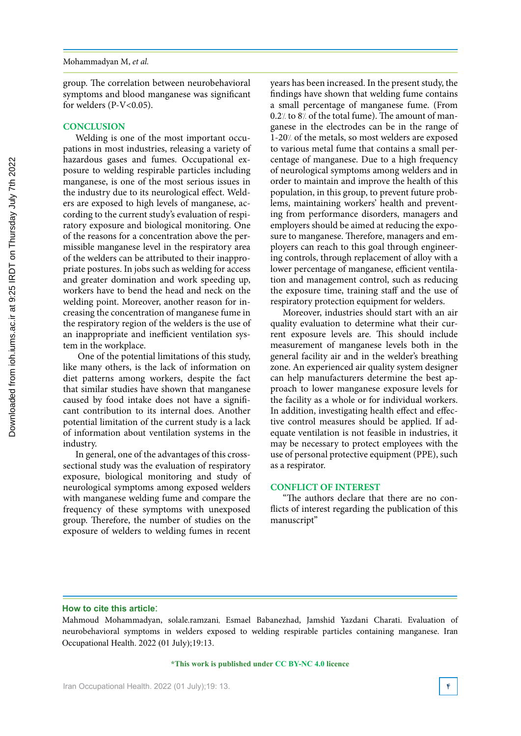group. The correlation between neurobehavioral symptoms and blood manganese was significant for welders (P-V<0.05).

## CONCLUSION

Welding is one of the most important occupations in most industries, releasing a variety of hazardous gases and fumes. Occupational exposure to welding respirable particles including manganese, is one of the most serious issues in the industry due to its neurological effect. Welders are exposed to high levels of manganese, according to the current study's evaluation of respiratory exposure and biological monitoring. One of the reasons for a concentration above the permissible manganese level in the respiratory area of the welders can be attributed to their inappropriate postures. In jobs such as welding for access and greater domination and work speeding up, workers have to bend the head and neck on the welding point. Moreover, another reason for increasing the concentration of manganese fume in the respiratory region of the welders is the use of an inappropriate and inefficient ventilation system in the workplace.

One of the potential limitations of this study, like many others, is the lack of information on diet patterns among workers, despite the fact that similar studies have shown that manganese caused by food intake does not have a significant contribution to its internal does. Another potential limitation of the current study is a lack of information about ventilation systems in the industry.

In general, one of the advantages of this cross-sectional study was the evaluation of respiratory exposure, biological monitoring and study of neurological symptoms among exposed welders with manganese welding fume and compare the frequency of these symptoms with unexposed group. Therefore, the number of studies on the exposure of welders to welding fumes in recent years has been increased. In the present study, the findings have shown that welding fume contains a small percentage of manganese fume. (From 0.2% to 8% of the total fume). The amount of manganese in the electrodes can be in the range of 1-20% of the metals, so most welders are exposed to various metal fume that contains a small percentage of manganese. Due to a high frequency of neurological symptoms among welders and in order to maintain and improve the health of this population, in this group, to prevent future problems, maintaining workers' health and preventing from performance disorders, managers and employers should be aimed at reducing the exposure to manganese. Therefore, managers and employers can reach to this goal through engineering controls, through replacement of alloy with a lower percentage of manganese, efficient ventilation and management control, such as reducing the exposure time, training staff and the use of respiratory protection equipment for welders.

Moreover, industries should start with an air quality evaluation to determine what their current exposure levels are. This should include measurement of manganese levels both in the general facility air and in the welder's breathing zone. An experienced air quality system designer can help manufacturers determine the best approach to lower manganese exposure levels for the facility as a whole or for individual workers. In addition, investigating health effect and effective control measures should be applied. If adequate ventilation is not feasible in industries, it may be necessary to protect employees with the use of personal protective equipment (PPE), such as a respirator.

## CONFLICT OF INTEREST

"The authors declare that there are no conflicts of interest regarding the publication of this manuscript"

**How to cite this article:**

Mahmoud Mohammadyan, solale.ramzani, Esmael Babanezhad, Jamshid Yazdani Charati. Evaluation of neurobehavioral symptoms in welders exposed to welding respirable particles containing manganese. Iran Occupational Health. 2022 (01 July);19:13.

**\*This work is published under CC BY-NC 4.0 licence**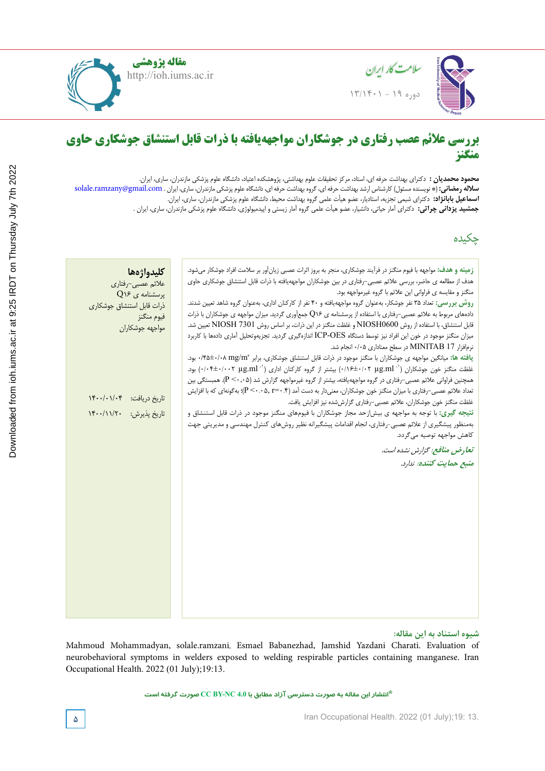مقاله پژوهشی

# بررسی علائم عصب رفتاری در جوشکاران مواجهه‌یافته با ذرات قابل استنشاق جوشکاری حاوی منگنز

**محمود محمدیان:** دکترای بهداشت حرفه ای، استاد، مرکز تحقیقات علوم بهداشتی، پژوهشکده اعتیاد، دانشگاه علوم پزشکی مازندران، ساری، ایران.
**سلاله رمضانی:** (\* نویسنده مسئول) کارشناس ارشد بهداشت حرفه ای، گروه بهداشت حرفه ای، دانشگاه علوم پزشکی مازندران، ساری، ایران . solale.ramzany@gmail.com
**اسماعیل بابانژاد:** دکترای شیمی تجزیه، استادیار، عضو هیأت علمی گروه بهداشت محیط، دانشگاه علوم پزشکی مازندران، ساری، ایران.
**جمشید یزدانی چراتی:** دکترای آمار حیاتی، دانشیار، عضو هیأت علمی گروه آمار زیستی و اپیدمیولوژی، دانشگاه علوم پزشکی مازندران، ساری، ایران .

## چکیده

**زمینه و هدف:** مواجهه با فیوم منگنز در فرآیند جوشکاری، منجر به بروز اثرات عصبی زیان‌آور بر سلامت افراد جوشکار می‌شود. هدف از مطالعه ی حاضر، بررسی علائم عصبی-رفتاری در بین جوشکاران مواجهه‌یافته با ذرات قابل استنشاق جوشکاری حاوی منگنز و مقایسه ی فراوانی این علائم با گروه غیرمواجهه بود.

**روش بررسی:** تعداد ۳۵ نفر جوشکار، به‌عنوان گروه مواجهه‌یافته و ۴۰ نفر از کارکنان اداری، به‌عنوان گروه شاهد تعیین شدند. داده‌های مربوط به علائم عصبی-رفتاری با استفاده از پرسشنامه ی Q16 جمع‌آوری گردید. میزان مواجهه ی جوشکاران با ذرات قابل استنشاق، با استفاده از روش NIOSH0600 و غلظت منگنز در این ذرات، بر اساس روش NIOSH 7301 تعیین شد. میزان منگنز موجود در خون این افراد نیز توسط دستگاه ICP-OES اندازه‌گیری گردید. تجزیه‌وتحلیل آماری داده‌ها با کاربرد نرم‌افزار MINITAB 17 در سطح معناداری ۰/۰۵ انجام شد.

**یافته ها:** میانگین مواجهه ی جوشکاران با منگنز موجود در ذرات قابل استنشاق جوشکاری، برابر ۰/۴۵±۰/۰۸ $mg/m^3$ بود. غلظت منگنز خون جوشکاران ($\mu g.ml^{-1}$ ۰/۱۶±۰/۰۲) بیشتر از گروه کارکنان اداری ($\mu g.ml^{-1}$ ۰/۰۴±۰/۰۰۲) بود. همچنین فراوانی علائم عصبی-رفتاری در گروه مواجهه‌یافته، بیشتر از گروه غیرمواجهه گزارش شد ($P<0.05$). همبستگی بین تعداد علائم عصبی-رفتاری با میزان منگنز خون جوشکاران، معنی‌دار به دست آمد ($P<0.05$, $r=0.4$)؛ به‌گونه‌ای که با افزایش غلظت منگنز خون جوشکاران، علائم عصبی-رفتاری گزارش‌شده نیز افزایش یافت.

**نتیجه گیری:** با توجه به مواجهه ی بیش‌ازحد مجاز جوشکاران با فیوم‌های منگنز موجود در ذرات قابل استنشاق و به‌منظور پیشگیری از علائم عصبی-رفتاری، انجام اقدامات پیشگیرانه نظیر روش‌های کنترل مهندسی و مدیریتی جهت کاهش مواجهه توصیه می‌گردد.

*تعارض منافع: گزارش نشده است.*
*منبع حمایت کننده: ندارد.*

**کلیدواژه‌ها**
علائم عصبی-رفتاری
پرسشنامه ی Q16
ذرات قابل استنشاق جوشکاری
فیوم منگنز
مواجهه جوشکاران

تاریخ دریافت: ۱۴۰۰/۰۱/۰۴
تاریخ پذیرش: ۱۴۰۰/۱۱/۲۰

**شیوه استناد به این مقاله:**
Mahmoud Mohammadyan, solale.ramzani, Esmael Babanezhad, Jamshid Yazdani Charati. Evaluation of neurobehavioral symptoms in welders exposed to welding respirable particles containing manganese. Iran Occupational Health. 2022 (01 July);19:13.

\*انتشار این مقاله به صورت دسترسی آزاد مطابق با CC BY-NC 4.0 صورت گرفته است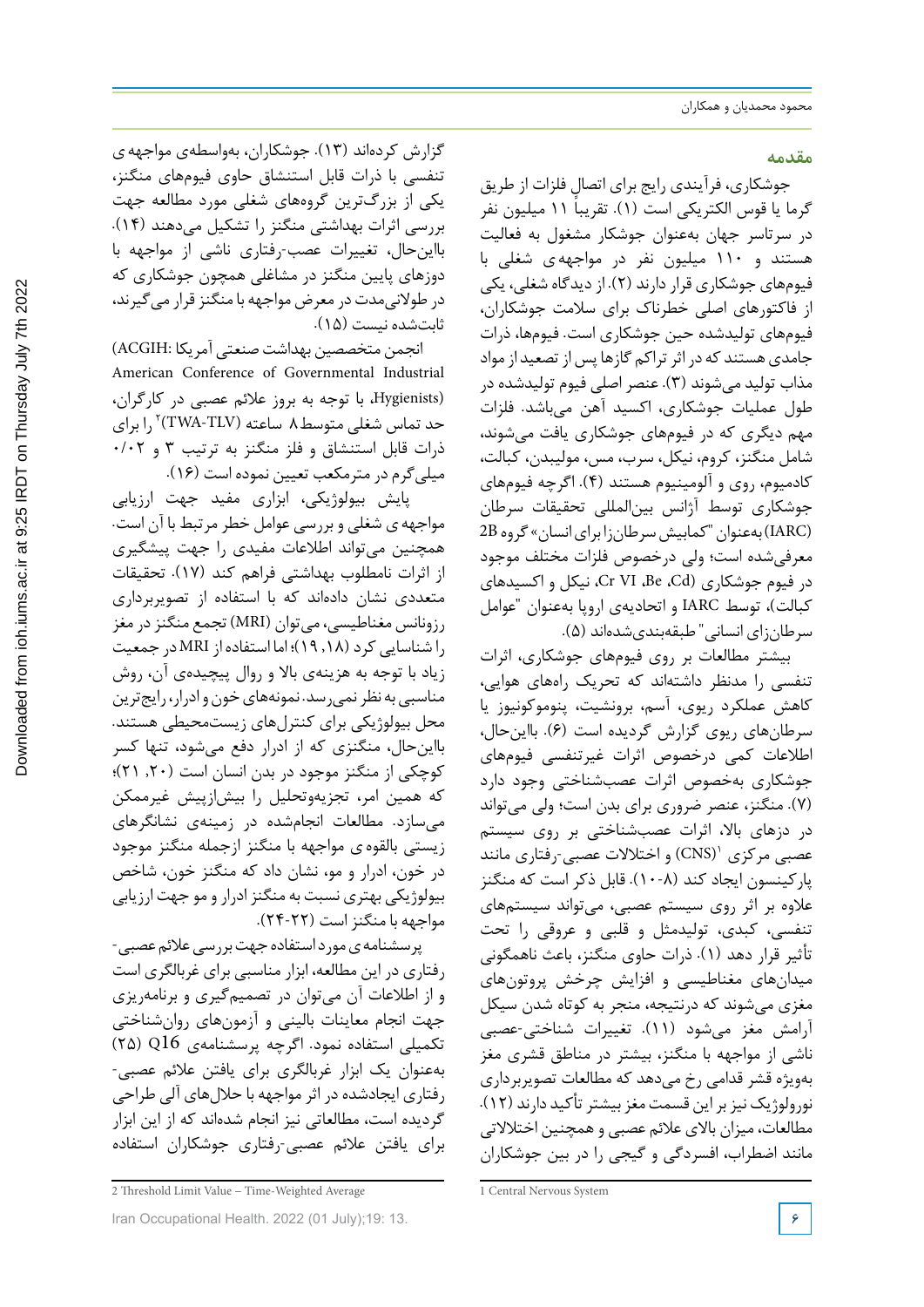## مقدمه

جوشکاری، فرآیندی رایج برای اتصال فلزات از طریق گرما یا قوس الکتریکی است (۱). تقریباً ۱۱ میلیون نفر در سرتاسر جهان به‌عنوان جوشکار مشغول به فعالیت هستند و ۱۱۰ میلیون نفر در مواجهه‌ی شغلی با فیوم‌های جوشکاری قرار دارند (۲). از دیدگاه شغلی، یکی از فاکتورهای اصلی خطرناک برای سلامت جوشکاران، فیوم‌های تولیدشده حین جوشکاری است. فیوم‌ها، ذرات جامدی هستند که در اثر تراکم گازها پس از تصعید از مواد مذاب تولید می‌شوند (۳). عنصر اصلی فیوم تولیدشده در طول عملیات جوشکاری، اکسید آهن می‌باشد. فلزات مهم دیگری که در فیوم‌های جوشکاری یافت می‌شوند، شامل منگنز، کروم، نیکل، سرب، مس، مولیبدن، کبالت، کادمیوم، روی و آلومینیوم هستند (۴). اگرچه فیوم‌های جوشکاری توسط آژانس بین‌المللی تحقیقات سرطان (IARC) به‌عنوان "کمابیش سرطان‌زا برای انسان" گروه 2B معرفی‌شده است؛ ولی درخصوص فلزات مختلف موجود در فیوم جوشکاری (Cr VI ،Be ،Cd، نیکل و اکسیدهای کبالت)، توسط IARC و اتحادیه‌ی اروپا به‌عنوان "عوامل سرطان‌زای انسانی" طبقه‌بندی‌شده‌اند (۵).

بیشتر مطالعات بر روی فیوم‌های جوشکاری، اثرات تنفسی را مدنظر داشته‌اند که تحریک راه‌های هوایی، کاهش عملکرد ریوی، آسم، برونشیت، پنوموکونیوز یا سرطان‌های ریوی گزارش گردیده است (۶). بااین‌حال، اطلاعات کمی درخصوص اثرات غیرتنفسی فیوم‌های جوشکاری به‌خصوص اثرات عصب‌شناختی وجود دارد (۷). منگنز، عنصر ضروری برای بدن است؛ ولی می‌تواند در دزهای بالا، اثرات عصب‌شناختی بر روی سیستم عصبی مرکزی (CNS)[1] و اختلالات عصبی-رفتاری مانند پارکینسون ایجاد کند (۸-۱۰). قابل ذکر است که منگنز علاوه بر اثر روی سیستم عصبی، می‌تواند سیستم‌های تنفسی، کبدی، تولیدمثل و قلبی و عروقی را تحت تأثیر قرار دهد (۱). ذرات حاوی منگنز، باعث ناهمگونی میدان‌های مغناطیسی و افزایش چرخش پروتون‌های مغزی می‌شوند که درنتیجه، منجر به کوتاه شدن سیکل آرامش مغز می‌شود (۱۱). تغییرات شناختی-عصبی ناشی از مواجهه با منگنز، بیشتر در مناطق قشری مغز به‌ویژه قشر قدامی رخ می‌دهد که مطالعات تصویربرداری نورولوژیک نیز بر این قسمت مغز بیشتر تأکید دارند (۱۲). مطالعات، میزان بالای علائم عصبی و همچنین اختلالاتی مانند اضطراب، افسردگی و گیجی را در بین جوشکاران گزارش کرده‌اند (۱۳). جوشکاران، به‌واسطه‌ی مواجهه‌ی تنفسی با ذرات قابل استنشاق حاوی فیوم‌های منگنز، یکی از بزرگ‌ترین گروه‌های شغلی مورد مطالعه جهت بررسی اثرات بهداشتی منگنز را تشکیل می‌دهند (۱۴). بااین‌حال، تغییرات عصب-رفتاری ناشی از مواجهه با دوزهای پایین منگنز در مشاغلی همچون جوشکاری که در طولانی‌مدت در معرض مواجهه با منگنز قرار می‌گیرند، ثابت‌شده نیست (۱۵).

انجمن متخصصین بهداشت صنعتی آمریکا (ACGIH: American Conference of Governmental Industrial Hygienists)، با توجه به بروز علائم عصبی در کارگران، حد تماس شغلی متوسط ۸ ساعته (TWA-TLV)[2] را برای ذرات قابل استنشاق و فلز منگنز به ترتیب ۳ و ۰/۰۲ میلی‌گرم در مترمکعب تعیین نموده است (۱۶).

پایش بیولوژیکی، ابزاری مفید جهت ارزیابی مواجهه‌ی شغلی و بررسی عوامل خطر مرتبط با آن است. همچنین می‌تواند اطلاعات مفیدی را جهت پیشگیری از اثرات نامطلوب بهداشتی فراهم کند (۱۷). تحقیقات متعددی نشان داده‌اند که با استفاده از تصویربرداری رزونانس مغناطیسی (MRI) تجمع منگنز در مغز را شناسایی کرد (۱۸، ۱۹)؛ اما استفاده از MRI در جمعیت زیاد با توجه به هزینه‌ی بالا و روال پیچیده‌ی آن، روش مناسبی به نظر نمی‌رسد. نمونه‌های خون و ادرار، رایج‌ترین محل بیولوژیکی برای کنترل‌های زیست‌محیطی هستند. بااین‌حال، منگنزی که از ادرار دفع می‌شود، تنها کسر کوچکی از منگنز موجود در بدن انسان است (۲۰، ۲۱)؛ که همین امر، تجزیه‌وتحلیل را بیش‌ازپیش غیرممکن می‌سازد. مطالعات انجام‌شده در زمینه‌ی نشانگرهای زیستی بالقوه‌ی مواجهه با منگنز ازجمله منگنز موجود در خون، ادرار و مو، نشان داد که منگنز خون، شاخص بیولوژیکی بهتری نسبت به منگنز ادرار و مو جهت ارزیابی مواجهه با منگنز است (۲۲-۲۴).

پرسشنامه‌ی مورد استفاده جهت بررسی علائم عصبی-رفتاری در این مطالعه، ابزار مناسبی برای غربالگری است و از اطلاعات آن می‌توان در تصمیم‌گیری و برنامه‌ریزی جهت انجام معاینات بالینی و آزمون‌های روان‌شناختی تکمیلی استفاده نمود. اگرچه پرسشنامه‌ی Q16 (۲۵) به‌عنوان یک ابزار غربالگری برای یافتن علائم عصبی-رفتاری ایجادشده در اثر مواجهه با حلال‌های آلی طراحی گردیده است، مطالعاتی نیز انجام شده‌اند که از این ابزار برای یافتن علائم عصبی-رفتاری جوشکاران استفاده

---

1 Central Nervous System

2 Threshold Limit Value – Time-Weighted Average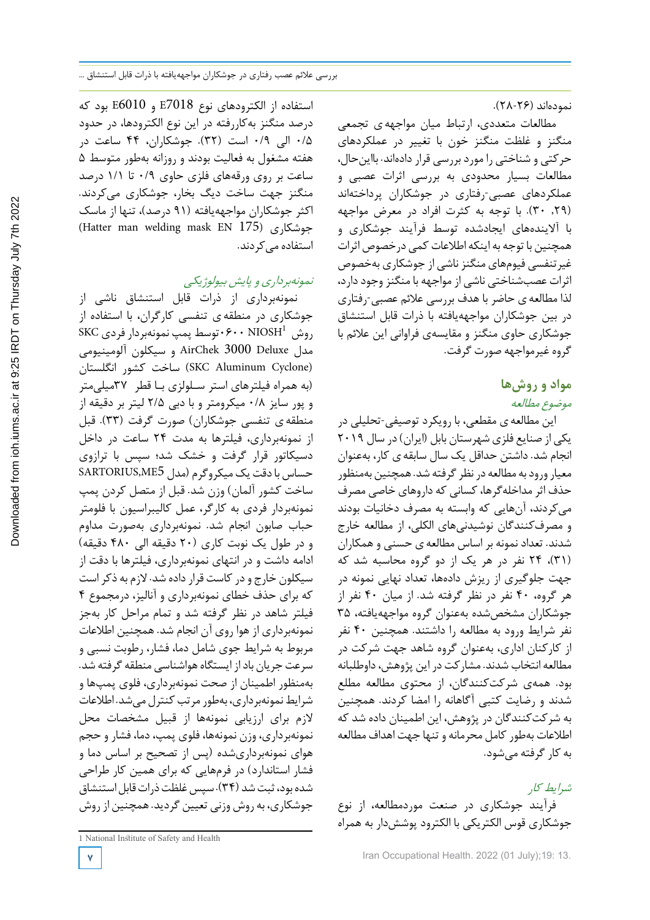نموده‌اند (۲۶-۲۸).

مطالعات متعددی، ارتباط میان مواجهه ی تجمعی منگنز و غلظت منگنز خون با تغییر در عملکردهای حرکتی و شناختی را مورد بررسی قرار داده‌اند. بااین‌حال، مطالعات بسیار محدودی به بررسی اثرات عصبی و عملکردهای عصبی-رفتاری در جوشکاران پرداخته‌اند (۲۹، ۳۰). با توجه به کثرت افراد در معرض مواجهه با آلاینده‌های ایجادشده توسط فرآیند جوشکاری و همچنین با توجه به اینکه اطلاعات کمی درخصوص اثرات غیرتنفسی فیوم‌های منگنز ناشی از جوشکاری به‌خصوص اثرات عصب‌شناختی ناشی از مواجهه با منگنز وجود دارد، لذا مطالعه ی حاضر با هدف بررسی علائم عصبی-رفتاری در بین جوشکاران مواجهه‌یافته با ذرات قابل استنشاق جوشکاری حاوی منگنز و مقایسه‌ی فراوانی این علائم با گروه غیرمواجهه صورت گرفت.

## مواد و روش‌ها

*موضوع مطالعه*

این مطالعه ی مقطعی، با رویکرد توصیفی-تحلیلی در یکی از صنایع فلزی شهرستان بابل (ایران) در سال ۲۰۱۹ انجام شد. داشتن حداقل یک سال سابقه ی کار، به‌عنوان معیار ورود به مطالعه در نظر گرفته شد. همچنین به‌منظور حذف اثر مداخله‌گرها، کسانی که داروهای خاصی مصرف می‌کردند، آن‌هایی که وابسته به مصرف دخانیات بودند و مصرف‌کنندگان نوشیدنی‌های الکلی، از مطالعه خارج شدند. تعداد نمونه بر اساس مطالعه ی حسنی و همکاران (۳۱)، ۲۴ نفر در هر یک از دو گروه محاسبه شد که جهت جلوگیری از ریزش داده‌ها، تعداد نهایی نمونه در هر گروه، ۴۰ نفر در نظر گرفته شد. از میان ۴۰ نفر از جوشکاران مشخص‌شده به‌عنوان گروه مواجهه‌یافته، ۳۵ نفر شرایط ورود به مطالعه را داشتند. همچنین ۴۰ نفر از کارکنان اداری، به‌عنوان گروه شاهد جهت شرکت در مطالعه انتخاب شدند. مشارکت در این پژوهش، داوطلبانه بود. همه‌ی شرکت‌کنندگان، از محتوی مطالعه مطلع شدند و رضایت کتبی آگاهانه را امضا کردند. همچنین به شرکت‌کنندگان در پژوهش، این اطمینان داده شد که اطلاعات به‌طور کامل محرمانه و تنها جهت اهداف مطالعه به کار گرفته می‌شود.

*شرایط کار*

فرآیند جوشکاری در صنعت موردمطالعه، از نوع جوشکاری قوس الکتریکی با الکترود پوشش‌دار به همراه استفاده از الکترودهای نوع E7018 و E6010 بود که درصد منگنز به‌کاررفته در این نوع الکترودها، در حدود ۰/۵ الی ۰/۹ است (۳۲). جوشکاران، ۴۴ ساعت در هفته مشغول به فعالیت بودند و روزانه به‌طور متوسط ۵ ساعت بر روی ورقه‌های فلزی حاوی ۰/۹ تا ۱/۱ درصد منگنز جهت ساخت دیگ بخار، جوشکاری می‌کردند. اکثر جوشکاران مواجهه‌یافته (۹۱ درصد)، تنها از ماسک جوشکاری (Hatter man welding mask EN 175) استفاده می‌کردند.

*نمونه‌برداری و پایش بیولوژیکی*

نمونه‌برداری از ذرات قابل استنشاق ناشی از جوشکاری در منطقه ی تنفسی کارگران، با استفاده از روش NIOSH[1] ۰۶۰۰ توسط پمپ نمونه‌بردار فردی SKC مدل AirChek 3000 Deluxe و سیکلون آلومینیومی (SKC Aluminum Cyclone) ساخت کشور انگلستان (به همراه فیلترهای استر سلولزی با قطر ۳۷میلی‌متر و پور سایز ۰/۸ میکرومتر و با دبی ۲/۵ لیتر بر دقیقه از منطقه ی تنفسی جوشکاران) صورت گرفت (۳۳). قبل از نمونه‌برداری، فیلترها به مدت ۲۴ ساعت در داخل دسیکاتور قرار گرفت و خشک شد؛ سپس با ترازوی حساس با دقت یک میکروگرم (مدل SARTORIUS,ME5 ساخت کشور آلمان) وزن شد. قبل از متصل کردن پمپ نمونه‌بردار فردی به کارگر، عمل کالیبراسیون با فلومتر حباب صابون انجام شد. نمونه‌برداری به‌صورت مداوم و در طول یک نوبت کاری (۲۰ دقیقه الی ۴۸۰ دقیقه) ادامه داشت و در انتهای نمونه‌برداری، فیلترها با دقت از سیکلون خارج و در کاست قرار داده شد. لازم به ذکر است که برای حذف خطای نمونه‌برداری و آنالیز، درمجموع ۴ فیلتر شاهد در نظر گرفته شد و تمام مراحل کار به‌جز نمونه‌برداری از هوا روی آن انجام شد. همچنین اطلاعات مربوط به شرایط جوی شامل دما، فشار، رطوبت نسبی و سرعت جریان باد از ایستگاه هواشناسی منطقه گرفته شد. به‌منظور اطمینان از صحت نمونه‌برداری، فلوی پمپ‌ها و شرایط نمونه‌برداری، به‌طور مرتب کنترل می‌شد. اطلاعات لازم برای ارزیابی نمونه‌ها از قبیل مشخصات محل نمونه‌برداری، وزن نمونه‌ها، فلوی پمپ، دما، فشار و حجم هوای نمونه‌برداری‌شده (پس از تصحیح بر اساس دما و فشار استاندارد) در فرم‌هایی که برای همین کار طراحی شده بود، ثبت شد (۳۴). سپس غلظت ذرات قابل استنشاق جوشکاری، به روش وزنی تعیین گردید. همچنین از روش

[1] National Institute of Safety and Health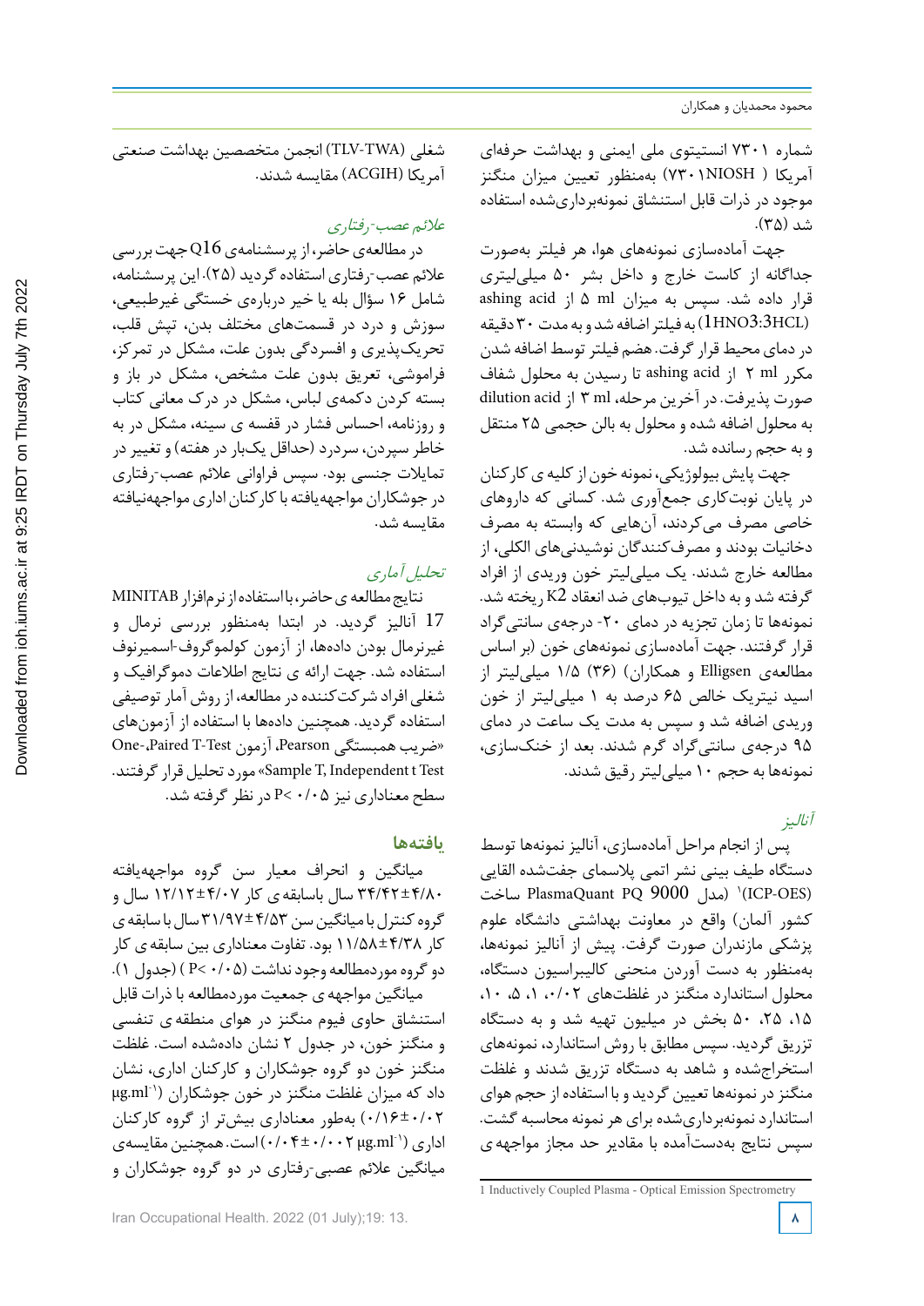شماره ۷۳۰۱ انستیتوی ملی ایمنی و بهداشت حرفه‌ای آمریکا ( ۷۳۰۱NIOSH) به‌منظور تعیین میزان منگنز موجود در ذرات قابل استنشاق نمونه‌برداری‌شده استفاده شد (۳۵).

جهت آماده‌سازی نمونه‌های هوا، هر فیلتر به‌صورت جداگانه از کاست خارج و داخل بشر ۵۰ میلی‌لیتری قرار داده شد. سپس به میزان ۵ ml از ashing acid (1HNO3:3HCL) به فیلتر اضافه شد و به مدت ۳۰ دقیقه در دمای محیط قرار گرفت. هضم فیلتر توسط اضافه شدن مکرر ۲ ml از ashing acid تا رسیدن به محلول شفاف صورت پذیرفت. در آخرین مرحله، ۳ ml از dilution acid به محلول اضافه شده و محلول به بالن حجمی ۲۵ منتقل و به حجم رسانده شد.

جهت پایش بیولوژیکی، نمونه خون از کلیه ی کارکنان در پایان نوبت‌کاری جمع‌آوری شد. کسانی که داروهای خاصی مصرف می‌کردند، آن‌هایی که وابسته به مصرف دخانیات بودند و مصرف‌کنندگان نوشیدنی‌های الکلی، از مطالعه خارج شدند. یک میلی‌لیتر خون وریدی از افراد گرفته شد و به داخل تیوب‌های ضد انعقاد K2 ریخته شد. نمونه‌ها تا زمان تجزیه در دمای ۲۰- درجه‌ی سانتی‌گراد قرار گرفتند. جهت آماده‌سازی نمونه‌های خون (بر اساس مطالعه‌ی Elligsen و همکاران) (۳۶) ۱/۵ میلی‌لیتر از اسید نیتریک خالص ۶۵ درصد به ۱ میلی‌لیتر از خون وریدی اضافه شد و سپس به مدت یک ساعت در دمای ۹۵ درجه‌ی سانتی‌گراد گرم شدند. بعد از خنک‌سازی، نمونه‌ها به حجم ۱۰ میلی‌لیتر رقیق شدند.

*آنالیز*

پس از انجام مراحل آماده‌سازی، آنالیز نمونه‌ها توسط دستگاه طیف بینی نشر اتمی پلاسمای جفت‌شده القایی (ICP-OES)[1] (مدل PlasmaQuant PQ 9000 ساخت کشور آلمان) واقع در معاونت بهداشتی دانشگاه علوم پزشکی مازندران صورت گرفت. پیش از آنالیز نمونه‌ها، به‌منظور به دست آوردن منحنی کالیبراسیون دستگاه، محلول استاندارد منگنز در غلظت‌های ۰/۰۲، ۱، ۵، ۱۰، ۱۵، ۲۵، ۵۰ بخش در میلیون تهیه شد و به دستگاه تزریق گردید. سپس مطابق با روش استاندارد، نمونه‌های استخراج‌شده و شاهد به دستگاه تزریق شدند و غلظت منگنز در نمونه‌ها تعیین گردید و با استفاده از حجم هوای استاندارد نمونه‌برداری‌شده برای هر نمونه محاسبه گشت. سپس نتایج به‌دست‌آمده با مقادیر حد مجاز مواجهه‌ی شغلی (TLV-TWA) انجمن متخصصین بهداشت صنعتی آمریکا (ACGIH) مقایسه شدند.

*علائم عصب-رفتاری*

در مطالعه‌ی حاضر، از پرسشنامه‌ی Q16 جهت بررسی علائم عصب-رفتاری استفاده گردید (۲۵). این پرسشنامه، شامل ۱۶ سؤال بله یا خیر درباره‌ی خستگی غیرطبیعی، سوزش و درد در قسمت‌های مختلف بدن، تپش قلب، تحریک‌پذیری و افسردگی بدون علت، مشکل در تمرکز، فراموشی، تعریق بدون علت مشخص، مشکل در باز و بسته کردن دکمه‌ی لباس، مشکل در درک معانی کتاب و روزنامه، احساس فشار در قفسه ی سینه، مشکل در به خاطر سپردن، سردرد (حداقل یک‌بار در هفته) و تغییر در تمایلات جنسی بود. سپس فراوانی علائم عصب-رفتاری در جوشکاران مواجهه‌یافته با کارکنان اداری مواجهه‌نیافته مقایسه شد.

*تحلیل آماری*

نتایج مطالعه ی حاضر، با استفاده از نرم‌افزار MINITAB 17 آنالیز گردید. در ابتدا به‌منظور بررسی نرمال و غیرنرمال بودن داده‌ها، از آزمون کولموگروف-اسمیرنوف استفاده شد. جهت ارائه ی نتایج اطلاعات دموگرافیک و شغلی افراد شرکت‌کننده در مطالعه، از روش آمار توصیفی استفاده گردید. همچنین داده‌ها با استفاده از آزمون‌های «ضریب همبستگی Pearson، آزمون Paired T-Test، One-Sample T, Independent t Test» مورد تحلیل قرار گرفتند. سطح معناداری نیز P< ۰/۰۵ در نظر گرفته شد.

## یافته‌ها

میانگین و انحراف معیار سن گروه مواجهه‌یافته ۴/۸۰±۳۴/۴۲ سال باسابقه ی کار ۴/۰۷±۱۲/۱۲ سال و گروه کنترل با میانگین سن ۴/۵۳±۳۱/۹۷ سال با سابقه ی کار ۴/۳۸±۱۱/۵۸ بود. تفاوت معناداری بین سابقه ی کار دو گروه موردمطالعه وجود نداشت (P< ۰/۰۵ ) (جدول ۱).

میانگین مواجهه ی جمعیت موردمطالعه با ذرات قابل استنشاق حاوی فیوم منگنز در هوای منطقه ی تنفسی و منگنز خون، در جدول ۲ نشان داده‌شده است. غلظت منگنز خون دو گروه جوشکاران و کارکنان اداری، نشان داد که میزان غلظت منگنز در خون جوشکاران ($\mu g.ml^{-1}$ ۰/۰۲±۰/۱۶) به‌طور معناداری بیش‌تر از گروه کارکنان اداری ($\mu g.ml^{-1}$ ۰/۰۰۲±۰/۰۴) است. همچنین مقایسه‌ی میانگین علائم عصبی-رفتاری در دو گروه جوشکاران و

---

1 Inductively Coupled Plasma - Optical Emission Spectrometry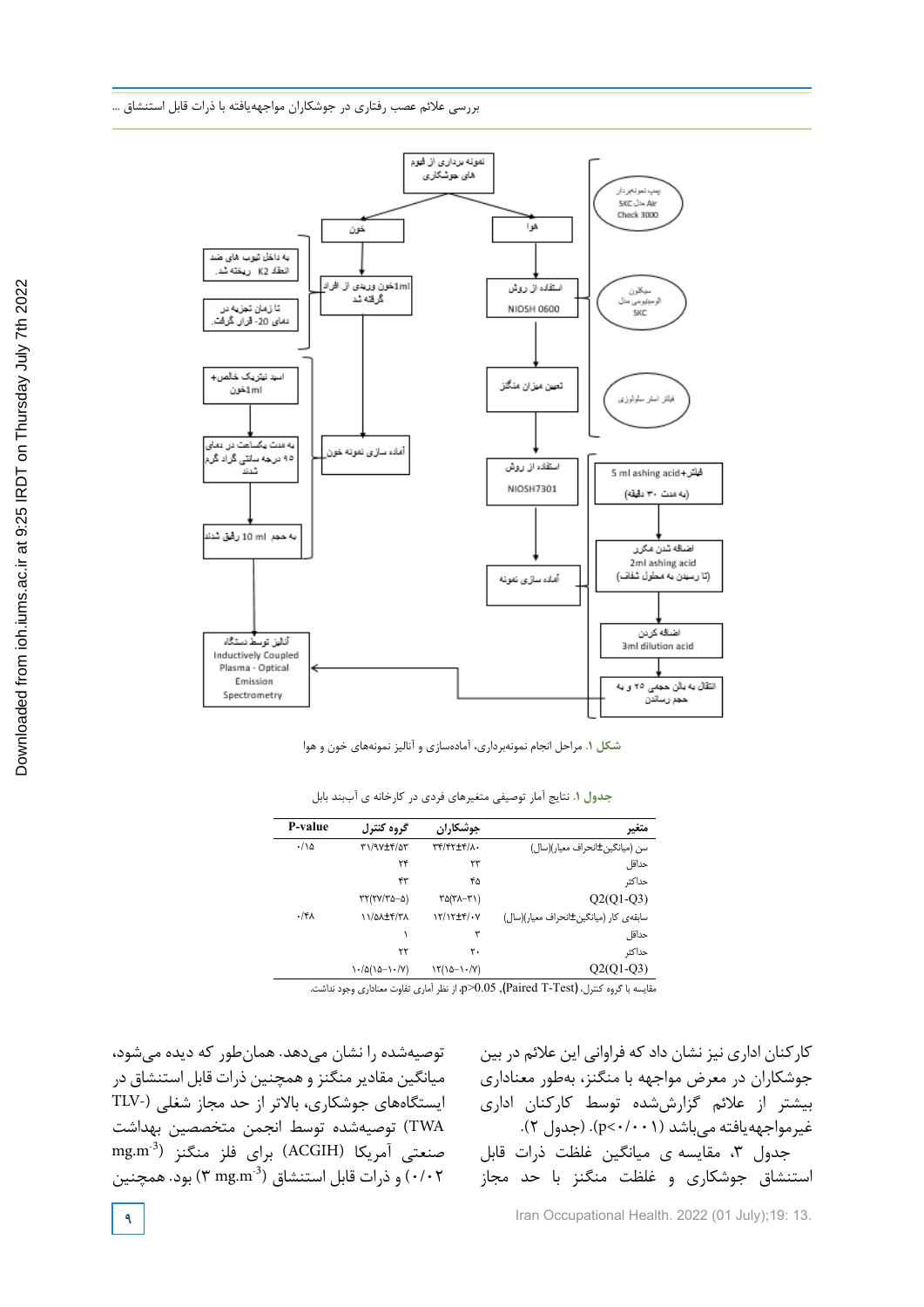شکل ۱. مراحل انجام نمونه‌برداری، آماده‌سازی و آنالیز نمونه‌های خون و هوا

جدول ۱. نتایج آمار توصیفی متغیرهای فردی در کارخانه ی آب‌بند بابل

| متغیر | جوشکاران | گروه کنترل | P-value |
|---|---|---|---|
| سن (میانگین±انحراف معیار)(سال) | ۳۴/۴۲±۴/۸۰ | ۳۱/۹۷±۴/۵۳ | ۰/۱۵ |
| حداقل | ۲۳ | ۲۴ | |
| حداکثر | ۴۵ | ۴۳ | |
| Q2(Q1-Q3) | ۳۵(۳۸-۳۱) | ۳۲(۳۷/۲۵-۵) | |
| سابقه‌ی کار (میانگین±انحراف معیار)(سال) | ۱۲/۱۲±۴/۰۷ | ۱۱/۵۸±۴/۳۸ | ۰/۴۸ |
| حداقل | ۳ | ۱ | |
| حداکثر | ۲۰ | ۲۲ | |
| Q2(Q1-Q3) | ۱۲(۱۵-۱۰/۷) | ۱۰/۵(۱۵-۱۰/۷) | |

مقایسه با گروه کنترل، (Paired T-Test)، $p>0.05$، از نظر آماری تفاوت معناداری وجود نداشت.

کارکنان اداری نیز نشان داد که فراوانی این علائم در بین جوشکاران در معرض مواجهه با منگنز، به‌طور معناداری بیشتر از علائم گزارش‌شده توسط کارکنان اداری غیرمواجهه‌یافته می‌باشد ($p<0.001$). (جدول ۲).

جدول ۳، مقایسه ی میانگین غلظت ذرات قابل استنشاق جوشکاری و غلظت منگنز با حد مجاز توصیه‌شده را نشان می‌دهد. همان‌طور که دیده می‌شود، میانگین مقادیر منگنز و همچنین ذرات قابل استنشاق در ایستگاه‌های جوشکاری، بالاتر از حد مجاز شغلی (TLV-TWA) توصیه‌شده توسط انجمن متخصصین بهداشت صنعتی آمریکا (ACGIH) برای فلز منگنز ($mg.m^{-3}$ ۰/۰۲) و ذرات قابل استنشاق ($mg.m^{-3}$ ۳) بود. همچنین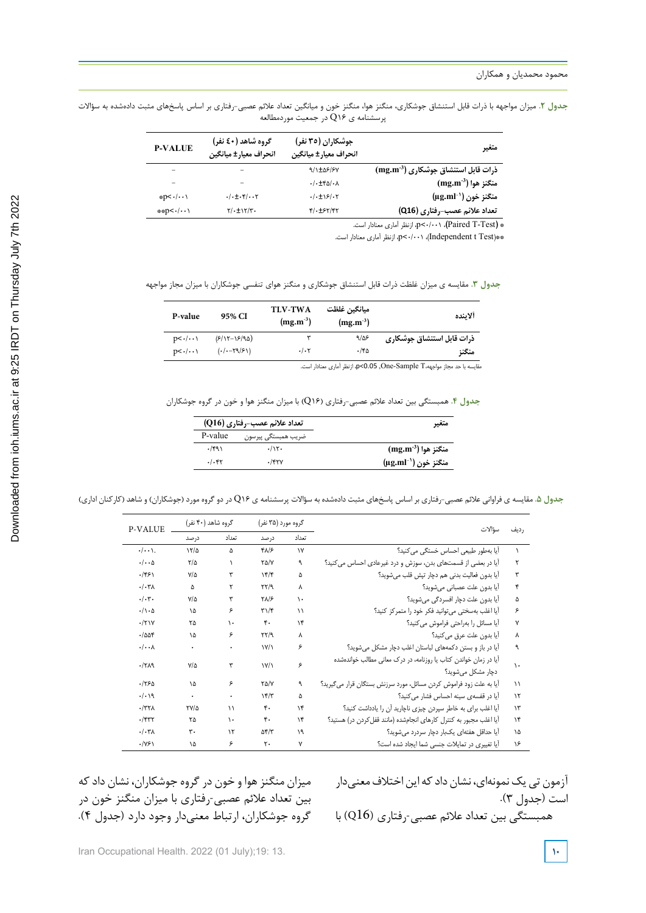**جدول ۲.** میزان مواجهه با ذرات قابل استنشاق جوشکاری، منگنز هوا، منگنز خون و میانگین تعداد علائم عصبی-رفتاری بر اساس پاسخ‌های مثبت داده‌شده به سؤالات پرسشنامه ی Q16 در جمعیت موردمطالعه

| متغیر | جوشکاران (۳۵ نفر) انحراف معیار± میانگین | گروه شاهد (٤٠ نفر) انحراف معیار± میانگین | P-VALUE |
|---|---|---|---|
| ذرات قابل استنشاق جوشکاری ($mg.m^{-3}$) | ۹/۱±۵۶/۶۷ | - | - |
| منگنز هوا ($mg.m^{-3}$) | ۰/۰±۴۵/۰۸ | - | - |
| منگنز خون ($\mu g.ml^{-1}$) | ۰/۰±۱۶/۰۲ | ۰/۰±۰۴/۰۰۲ | *p<۰/۰۰۱ |
| تعداد علائم عصب-رفتاری (Q16) | ۴/۰±۶۲/۴۲ | ۲/۰±۱۲/۳۰ | **p<۰/۰۰۱ |

* (Paired T-Test)، p<۰/۰۰۱، ازنظر آماری معنادار است.

**(Independent t Test)، p<۰/۰۰۱، ازنظر آماری معنادار است.

**جدول ۳.** مقایسه ی میزان غلظت ذرات قابل استنشاق جوشکاری و منگنز هوای تنفسی جوشکاران با میزان مجاز مواجهه

| آلاینده | میانگین غلظت ($mg.m^{-3}$) | TLV-TWA ($mg.m^{-3}$) | 95% CI | P-value |
|---|---|---|---|---|
| ذرات قابل استنشاق جوشکاری | ۹/۵۶ | ۳ | (۶/۱۲-۱۶/۹۵) | p<۰/۰۰۱ |
| منگنز | ۰/۴۵ | ۰/۰۲ | (۰/۰-۲۹/۶۱) | p<۰/۰۰۱ |

مقایسه با حد مجاز مواجهه،One-Sample T ،p<0.05 ازنظر آماری معنادار است.

**جدول ۴.** همبستگی بین تعداد علائم عصبی-رفتاری (Q16) با میزان منگنز هوا و خون در گروه جوشکاران

| متغیر | تعداد علائم عصب-رفتاری (Q16) | |
|---|---|---|
| | ضریب همبستگی پیرسون | P-value |
| منگنز هوا ($mg.m^{-3}$) | ۰/۱۲۰ | ۰/۴۹۱ |
| منگنز خون ($\mu g.ml^{-1}$) | ۰/۴۲۷ | ۰/۰۴۲ |

**جدول ۵.** مقایسه ی فراوانی علائم عصبی-رفتاری بر اساس پاسخ‌های مثبت داده‌شده به سؤالات پرسشنامه ی Q16 در دو گروه مورد (جوشکاران) و شاهد (کارکنان اداری)

| ردیف | سؤالات | گروه مورد (۳۵ نفر) | | گروه شاهد (۴۰ نفر) | | P-VALUE |
|---|---|---|---|---|---|---|
| | | تعداد | درصد | تعداد | درصد | |
| ۱ | آیا به‌طور طبیعی احساس خستگی می‌کنید؟ | ۱۷ | ۴۸/۶ | ۵ | ۱۲/۵ | ۰/۰۰۱. |
| ۲ | آیا در بعضی از قسمت‌های بدن، سوزش و درد غیرعادی احساس می‌کنید؟ | ۹ | ۲۵/۷ | ۱ | ۲/۵ | ۰/۰۰۵ |
| ۳ | آیا بدون فعالیت بدنی هم دچار تپش قلب می‌شوید؟ | ۵ | ۱۴/۴ | ۳ | ۷/۵ | ۰/۴۶۱ |
| ۴ | آیا بدون علت عصبانی می‌شوید؟ | ۸ | ۲۲/۹ | ۲ | ۵ | ۰/۰۳۸ |
| ۵ | آیا بدون علت دچار افسردگی می‌شوید؟ | ۱۰ | ۲۸/۶ | ۳ | ۷/۵ | ۰/۰۳۰ |
| ۶ | آیا اغلب به‌سختی می‌توانید فکر خود را متمرکز کنید؟ | ۱۱ | ۳۱/۴ | ۶ | ۱۵ | ۰/۱۰۵ |
| ۷ | آیا مسائل را به‌راحتی فراموش می‌کنید؟ | ۱۴ | ۴۰ | ۱۰ | ۲۵ | ۰/۲۱۷ |
| ۸ | آیا بدون علت عرق می‌کنید؟ | ۸ | ۲۲/۹ | ۶ | ۱۵ | ۰/۵۵۴ |
| ۹ | آیا در باز و بستن دکمه‌های لباستان اغلب دچار مشکل می‌شوید؟ | ۶ | ۱۷/۱ | ۰ | ۰ | ۰/۰۰۸ |
| ۱۰ | آیا در زمان خواندن کتاب یا روزنامه، در درک معانی مطالب خوانده‌شده دچار مشکل می‌شوید؟ | ۶ | ۱۷/۱ | ۳ | ۷/۵ | ۰/۲۸۹ |
| ۱۱ | آیا به علت زود فراموش کردن مسائل، مورد سرزنش بستگان قرار می‌گیرید؟ | ۹ | ۲۵/۷ | ۶ | ۱۵ | ۰/۲۶۵ |
| ۱۲ | آیا در قفسه‌ی سینه احساس فشار می‌کنید؟ | ۵ | ۱۴/۳ | ۰ | ۰ | ۰/۰۱۹ |
| ۱۳ | آیا اغلب برای به خاطر سپردن چیزی ناچارید آن را یادداشت کنید؟ | ۱۴ | ۴۰ | ۱۱ | ۲۷/۵ | ۰/۳۳۸ |
| ۱۴ | آیا اغلب مجبور به کنترل کارهای انجام‌شده (مانند قفل‌کردن در) هستید؟ | ۱۴ | ۴۰ | ۱۰ | ۲۵ | ۰/۴۳۲ |
| ۱۵ | آیا حداقل هفته‌ای یک‌بار دچار سردرد می‌شوید؟ | ۱۹ | ۵۴/۳ | ۱۲ | ۳۰ | ۰/۰۳۸ |
| ۱۶ | آیا تغییری در تمایلات جنسی شما ایجاد شده است؟ | ۷ | ۲۰ | ۶ | ۱۵ | ۰/۷۶۱ |

آزمون تی یک نمونه‌ای، نشان داد که این اختلاف معنی‌دار است (جدول ۳).

همبستگی بین تعداد علائم عصبی-رفتاری (Q16) با میزان منگنز هوا و خون در گروه جوشکاران، نشان داد که بین تعداد علائم عصبی-رفتاری با میزان منگنز خون در گروه جوشکاران، ارتباط معنی‌دار وجود دارد (جدول ۴).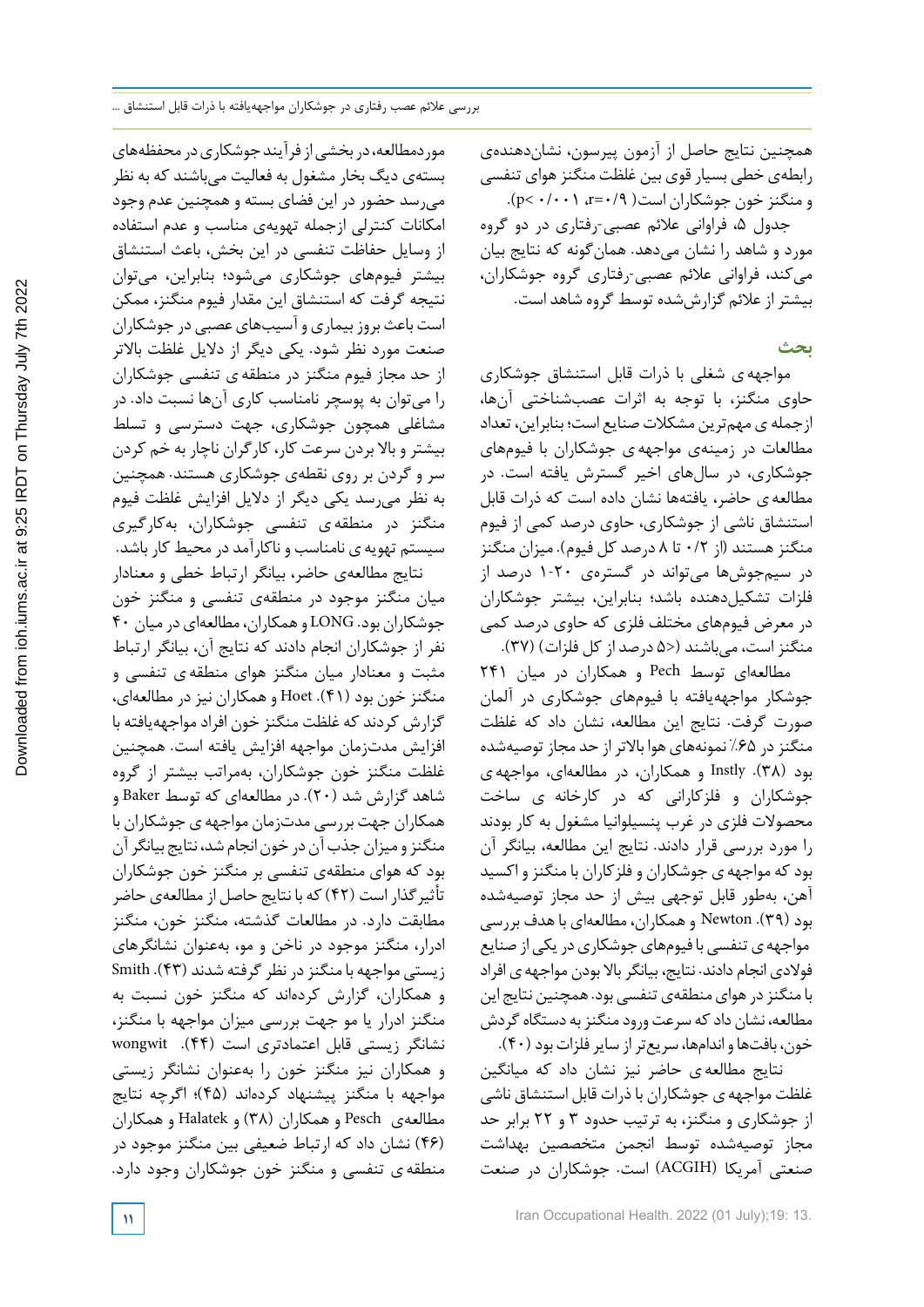همچنین نتایج حاصل از آزمون پیرسون، نشان‌دهنده‌ی رابطه‌ی خطی بسیار قوی بین غلظت منگنز هوای تنفسی و منگنز خون جوشکاران است ($r=۰/۹$، $p<۰/۰۰۱$).

جدول ۵، فراوانی علائم عصبی-رفتاری در دو گروه مورد و شاهد را نشان می‌دهد. همان‌گونه که نتایج بیان می‌کند، فراوانی علائم عصبی-رفتاری گروه جوشکاران، بیشتر از علائم گزارش‌شده توسط گروه شاهد است.

## بحث

مواجهه‌ ی شغلی با ذرات قابل استنشاق جوشکاری حاوی منگنز، با توجه به اثرات عصب‌شناختی آن‌ها، ازجمله ی مهم‌ترین مشکلات صنایع است؛ بنابراین، تعداد مطالعات در زمینه‌ی مواجهه‌ ی جوشکاران با فیوم‌های جوشکاری، در سال‌های اخیر گسترش یافته است. در مطالعه‌ ی حاضر، یافته‌ها نشان داده است که ذرات قابل استنشاق ناشی از جوشکاری، حاوی درصد کمی از فیوم منگنز هستند (از ۰/۲ تا ۸ درصد کل فیوم). میزان منگنز در سیم‌جوش‌ها می‌تواند در گستره‌ی ۲۰-۱ درصد از فلزات تشکیل‌دهنده باشد؛ بنابراین، بیشتر جوشکاران در معرض فیوم‌های مختلف فلزی که حاوی درصد کمی منگنز است، می‌باشند (<۵ درصد از کل فلزات) (۳۷).

مطالعه‌ای توسط Pech و همکاران در میان ۲۴۱ جوشکار مواجهه‌یافته با فیوم‌های جوشکاری در آلمان صورت گرفت. نتایج این مطالعه، نشان داد که غلظت منگنز در ۶۵٪ نمونه‌های هوا بالاتر از حد مجاز توصیه‌شده بود (۳۸). Instly و همکاران، در مطالعه‌ای، مواجهه‌ ی جوشکاران و فلزکارانی که در کارخانه ‌ی ساخت محصولات فلزی در غرب پنسیلوانیا مشغول به کار بودند را مورد بررسی قرار دادند. نتایج این مطالعه، بیانگر آن بود که مواجهه‌ ی جوشکاران و فلزکاران با منگنز و اکسید آهن، به‌طور قابل توجهی بیش از حد مجاز توصیه‌شده بود (۳۹). Newton و همکاران، مطالعه‌ای با هدف بررسی مواجهه‌ ی تنفسی با فیوم‌های جوشکاری در یکی از صنایع فولادی انجام دادند. نتایج، بیانگر بالا بودن مواجهه‌ ی افراد با منگنز در هوای منطقه‌ی تنفسی بود. همچنین نتایج این مطالعه، نشان داد که سرعت ورود منگنز به دستگاه گردش خون، بافت‌ها و اندام‌ها، سریع‌تر از سایر فلزات بود (۴۰).

نتایج مطالعه‌ ی حاضر نیز نشان داد که میانگین غلظت مواجهه‌ ی جوشکاران با ذرات قابل استنشاق ناشی از جوشکاری و منگنز، به ترتیب حدود ۳ و ۲۲ برابر حد مجاز توصیه‌شده توسط انجمن متخصصین بهداشت صنعتی آمریکا (ACGIH) است. جوشکاران در صنعت موردمطالعه، در بخشی از فرآیند جوشکاری در محفظه‌های بسته‌ی دیگ بخار مشغول به فعالیت می‌باشند که به نظر می‌رسد حضور در این فضای بسته و همچنین عدم وجود امکانات کنترلی ازجمله تهویه‌ی مناسب و عدم استفاده از وسایل حفاظت تنفسی در این بخش، باعث استنشاق بیشتر فیوم‌های جوشکاری می‌شود؛ بنابراین، می‌توان نتیجه گرفت که استنشاق این مقدار فیوم منگنز، ممکن است باعث بروز بیماری و آسیب‌های عصبی در جوشکاران صنعت مورد نظر شود. یکی دیگر از دلایل غلظت بالاتر از حد مجاز فیوم منگنز در منطقه‌ ی تنفسی جوشکاران را می‌توان به پوسچر نامناسب کاری آن‌ها نسبت داد. در مشاغلی همچون جوشکاری، جهت دسترسی و تسلط بیشتر و بالا بردن سرعت کار، کارگران ناچار به خم کردن سر و گردن بر روی نقطه‌ی جوشکاری هستند. همچنین به نظر می‌رسد یکی دیگر از دلایل افزایش غلظت فیوم منگنز در منطقه‌ی تنفسی جوشکاران، به‌کارگیری سیستم تهویه‌ ی نامناسب و ناکارآمد در محیط کار باشد.

نتایج مطالعه‌ی حاضر، بیانگر ارتباط خطی و معنادار میان منگنز موجود در منطقه‌ی تنفسی و منگنز خون جوشکاران بود. LONG و همکاران، مطالعه‌ای در میان ۴۰ نفر از جوشکاران انجام دادند که نتایج آن، بیانگر ارتباط مثبت و معنادار میان منگنز هوای منطقه‌ ی تنفسی و منگنز خون بود (۴۱). Hoet و همکاران نیز در مطالعه‌ای، گزارش کردند که غلظت منگنز خون افراد مواجهه‌یافته با افزایش مدت‌زمان مواجهه افزایش یافته است. همچنین غلظت منگنز خون جوشکاران، به‌مراتب بیشتر از گروه شاهد گزارش شد (۲۰). در مطالعه‌ای که توسط Baker و همکاران جهت بررسی مدت‌زمان مواجهه‌ ی جوشکاران با منگنز و میزان جذب آن در خون انجام شد، نتایج بیانگر آن بود که هوای منطقه‌ی تنفسی بر منگنز خون جوشکاران تأثیرگذار است (۴۲) که با نتایج حاصل از مطالعه‌ی حاضر مطابقت دارد. در مطالعات گذشته، منگنز خون، منگنز ادرار، منگنز موجود در ناخن و مو، به‌عنوان نشانگرهای زیستی مواجهه با منگنز در نظر گرفته شدند (۴۳). Smith و همکاران، گزارش کرده‌اند که منگنز خون نسبت به منگنز ادرار یا مو جهت بررسی میزان مواجهه با منگنز، نشانگر زیستی قابل اعتمادتری است (۴۴). wongwit و همکاران نیز منگنز خون را به‌عنوان نشانگر زیستی مواجهه با منگنز پیشنهاد کرده‌اند (۴۵)؛ اگرچه نتایج مطالعه‌ی Pesch و همکاران (۳۸) و Halatek و همکاران (۴۶) نشان داد که ارتباط ضعیفی بین منگنز موجود در منطقه‌ ی تنفسی و منگنز خون جوشکاران وجود دارد.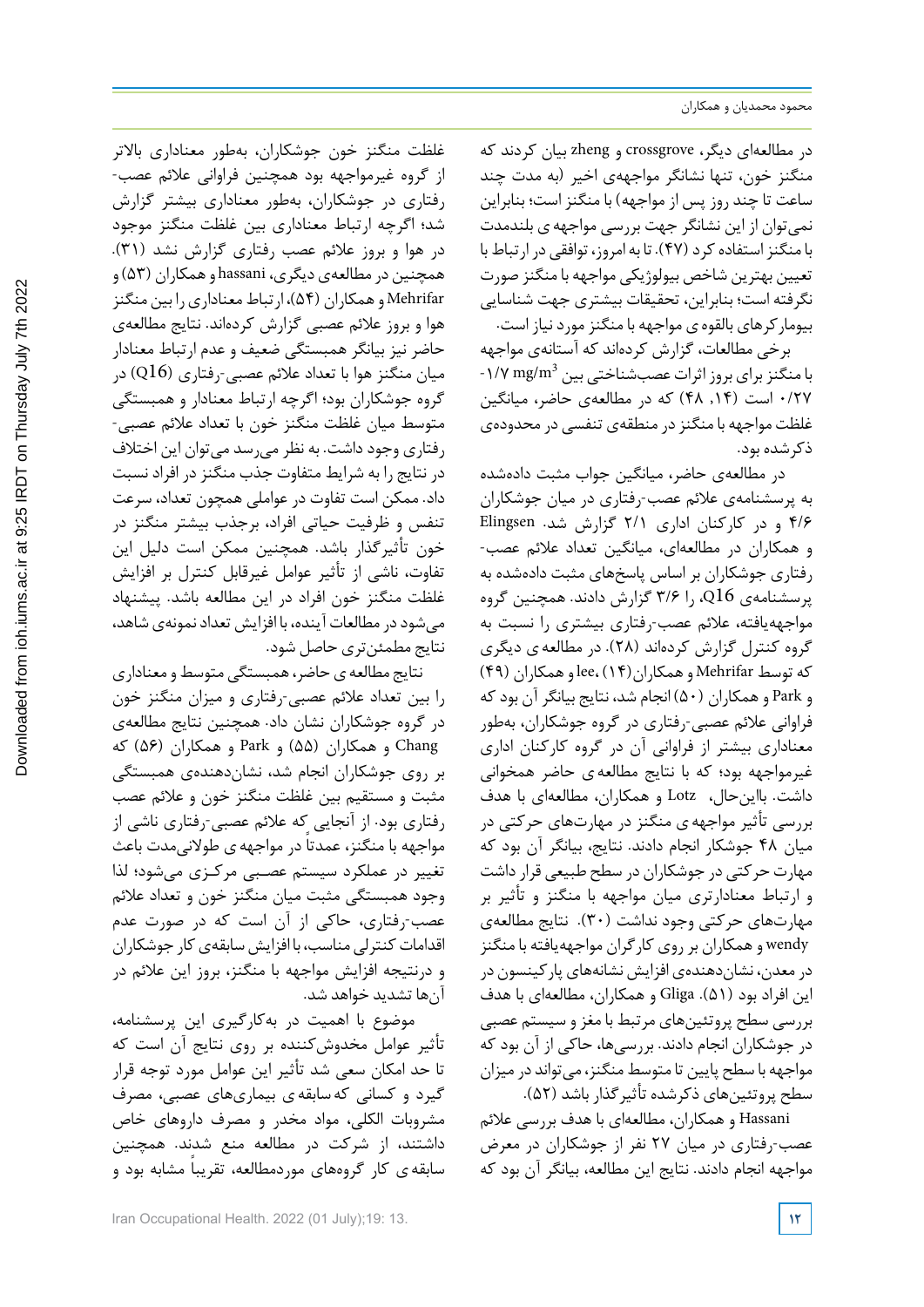در مطالعه‌ای دیگر، crossgrove و zheng بیان کردند که منگنز خون، تنها نشانگر مواجهه‌ی اخیر (به مدت چند ساعت تا چند روز پس از مواجهه) با منگنز است؛ بنابراین نمی‌توان از این نشانگر جهت بررسی مواجهه ی بلندمدت با منگنز استفاده کرد (۴۷). تا به امروز، توافقی در ارتباط با تعیین بهترین شاخص بیولوژیکی مواجهه با منگنز صورت نگرفته است؛ بنابراین، تحقیقات بیشتری جهت شناسایی بیومارکرهای بالقوه ی مواجهه با منگنز مورد نیاز است.

برخی مطالعات، گزارش کرده‌اند که آستانه‌ی مواجهه با منگنز برای بروز اثرات عصب‌شناختی بین $mg/m^3$ ۱/۷-۰/۲۷ است (۱۴، ۴۸) که در مطالعه‌ی حاضر، میانگین غلظت مواجهه با منگنز در منطقه‌ی تنفسی در محدوده‌ی ذکرشده بود.

در مطالعه‌ی حاضر، میانگین جواب مثبت داده‌شده به پرسشنامه‌ی علائم عصب-رفتاری در میان جوشکاران ۴/۶ و در کارکنان اداری ۲/۱ گزارش شد. Elingsen و همکاران در مطالعه‌ای، میانگین تعداد علائم عصب-رفتاری جوشکاران بر اساس پاسخ‌های مثبت داده‌شده به پرسشنامه‌ی Q16، را ۳/۶ گزارش دادند. همچنین گروه مواجهه‌یافته، علائم عصب-رفتاری بیشتری را نسبت به گروه کنترل گزارش کرده‌اند (۲۸). در مطالعه ی دیگری که توسط Mehrifar و همکاران (۱۴)، lee و همکاران (۴۹) و Park و همکاران (۵۰) انجام شد، نتایج بیانگر آن بود که فراوانی علائم عصبی-رفتاری در گروه جوشکاران، به‌طور معناداری بیشتر از فراوانی آن در گروه کارکنان اداری غیرمواجهه بود؛ که با نتایج مطالعه ی حاضر همخوانی داشت. بااین‌حال، Lotz و همکاران، مطالعه‌ای با هدف بررسی تأثیر مواجهه ی منگنز در مهارت‌های حرکتی در میان ۴۸ جوشکار انجام دادند. نتایج، بیانگر آن بود که مهارت حرکتی در جوشکاران در سطح طبیعی قرار داشت و ارتباط معنادارتری میان مواجهه با منگنز و تأثیر بر مهارت‌های حرکتی وجود نداشت (۳۰). نتایج مطالعه‌ی wendy و همکاران بر روی کارگران مواجهه‌یافته با منگنز در معدن، نشان‌دهنده‌ی افزایش نشانه‌های پارکینسون در این افراد بود (۵۱). Gliga و همکاران، مطالعه‌ای با هدف بررسی سطح پروتئین‌های مرتبط با مغز و سیستم عصبی در جوشکاران انجام دادند. بررسی‌ها، حاکی از آن بود که مواجهه با سطح پایین تا متوسط منگنز، می‌تواند در میزان سطح پروتئین‌های ذکرشده تأثیرگذار باشد (۵۲).

Hassani و همکاران، مطالعه‌ای با هدف بررسی علائم عصب-رفتاری در میان ۲۷ نفر از جوشکاران در معرض مواجهه انجام دادند. نتایج این مطالعه، بیانگر آن بود که غلظت منگنز خون جوشکاران، به‌طور معناداری بالاتر از گروه غیرمواجهه بود همچنین فراوانی علائم عصب-رفتاری در جوشکاران، به‌طور معناداری بیشتر گزارش شد؛ اگرچه ارتباط معناداری بین غلظت منگنز موجود در هوا و بروز علائم عصب رفتاری گزارش نشد (۳۱). همچنین در مطالعه‌ی دیگری، hassani و همکاران (۵۳) و Mehrifar و همکاران (۵۴)، ارتباط معناداری را بین منگنز هوا و بروز علائم عصبی گزارش کرده‌اند. نتایج مطالعه‌ی حاضر نیز بیانگر همبستگی ضعیف و عدم ارتباط معنادار میان منگنز هوا با تعداد علائم عصبی-رفتاری (Q16) در گروه جوشکاران بود؛ اگرچه ارتباط معنادار و همبستگی متوسط میان غلظت منگنز خون با تعداد علائم عصبی-رفتاری وجود داشت. به نظر می‌رسد می‌توان این اختلاف در نتایج را به شرایط متفاوت جذب منگنز در افراد نسبت داد. ممکن است تفاوت در عواملی همچون تعداد، سرعت تنفس و ظرفیت حیاتی افراد، برجذب بیشتر منگنز در خون تأثیرگذار باشد. همچنین ممکن است دلیل این تفاوت، ناشی از تأثیر عوامل غیرقابل کنترل بر افزایش غلظت منگنز خون افراد در این مطالعه باشد. پیشنهاد می‌شود در مطالعات آینده، با افزایش تعداد نمونه‌ی شاهد، نتایج مطمئن‌تری حاصل شود.

نتایج مطالعه ی حاضر، همبستگی متوسط و معناداری را بین تعداد علائم عصبی-رفتاری و میزان منگنز خون در گروه جوشکاران نشان داد. همچنین نتایج مطالعه‌ی Chang و همکاران (۵۵) و Park و همکاران (۵۶) که بر روی جوشکاران انجام شد، نشان‌دهنده‌ی همبستگی مثبت و مستقیم بین غلظت منگنز خون و علائم عصب رفتاری بود. از آنجایی که علائم عصبی-رفتاری ناشی از مواجهه با منگنز، عمدتاً در مواجهه ی طولانی‌مدت باعث تغییر در عملکرد سیستم عصبی مرکزی می‌شود؛ لذا وجود همبستگی مثبت میان منگنز خون و تعداد علائم عصب-رفتاری، حاکی از آن است که در صورت عدم اقدامات کنترلی مناسب، با افزایش سابقه‌ی کار جوشکاران و درنتیجه افزایش مواجهه با منگنز، بروز این علائم در آن‌ها تشدید خواهد شد.

موضوع با اهمیت در به‌کارگیری این پرسشنامه، تأثیر عوامل مخدوش‌کننده بر روی نتایج آن است که تا حد امکان سعی شد تأثیر این عوامل مورد توجه قرار گیرد و کسانی که سابقه ی بیماری‌های عصبی، مصرف مشروبات الکلی، مواد مخدر و مصرف داروهای خاص داشتند، از شرکت در مطالعه منع شدند. همچنین سابقه ی کار گروه‌های موردمطالعه، تقریباً مشابه بود و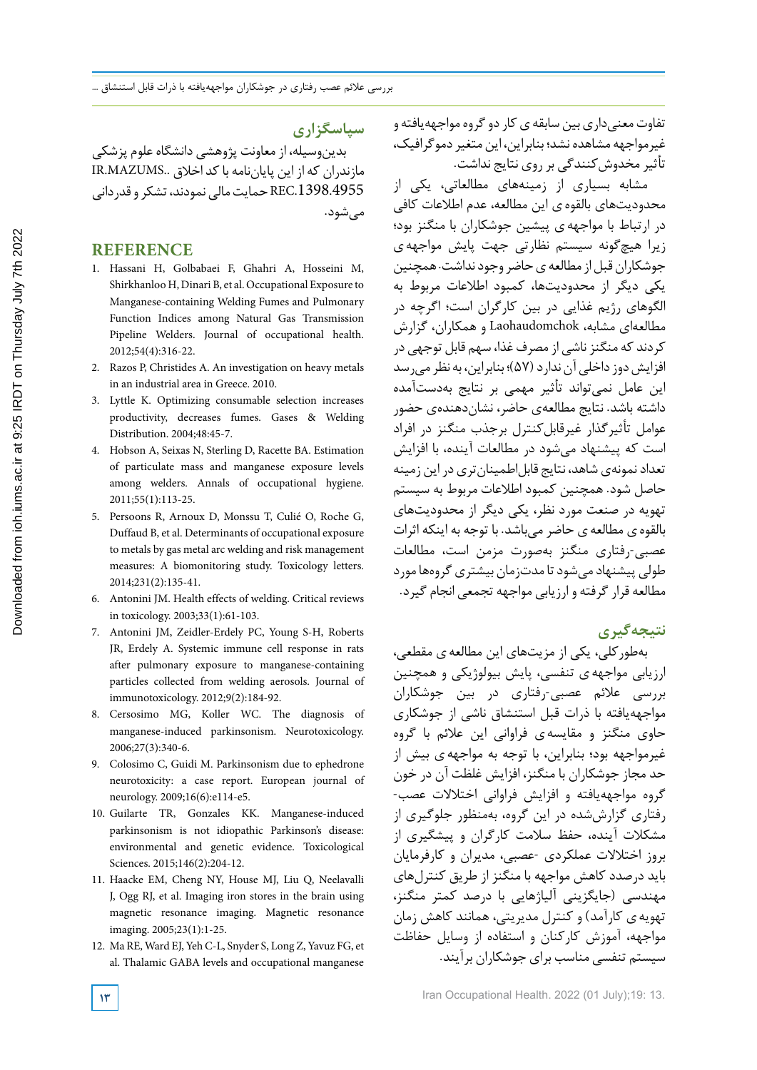تفاوت معنی‌داری بین سابقه ی کار دو گروه مواجهه‌یافته و غیرمواجهه مشاهده نشد؛ بنابراین، این متغیر دموگرافیک، تأثیر مخدوش‌کنندگی بر روی نتایج نداشت.

مشابه بسیاری از زمینه‌های مطالعاتی، یکی از محدودیت‌های بالقوه ی این مطالعه، عدم اطلاعات کافی در ارتباط با مواجهه ی پیشین جوشکاران با منگنز بود؛ زیرا هیچ‌گونه سیستم نظارتی جهت پایش مواجهه ی جوشکاران قبل از مطالعه ی حاضر وجود نداشت. همچنین یکی دیگر از محدودیت‌ها، کمبود اطلاعات مربوط به الگوهای رژیم غذایی در بین کارگران است؛ اگرچه در مطالعه‌ای مشابه، Laohaudomchok و همکاران، گزارش کردند که منگنز ناشی از مصرف غذا، سهم قابل توجهی در افزایش دوز داخلی آن ندارد (۵۷)؛ بنابراین، به نظر می‌رسد این عامل نمی‌تواند تأثیر مهمی بر نتایج به‌دست‌آمده داشته باشد. نتایج مطالعه‌ی حاضر، نشان‌دهنده‌ی حضور عوامل تأثیرگذار غیرقابل‌کنترل برجذب منگنز در افراد است که پیشنهاد می‌شود در مطالعات آینده، با افزایش تعداد نمونه‌ی شاهد، نتایج قابل‌اطمینان‌تری در این زمینه حاصل شود. همچنین کمبود اطلاعات مربوط به سیستم تهویه در صنعت مورد نظر، یکی دیگر از محدودیت‌های بالقوه ی مطالعه ی حاضر می‌باشد. با توجه به اینکه اثرات عصبی-رفتاری منگنز به‌صورت مزمن است، مطالعات طولی پیشنهاد می‌شود تا مدت‌زمان بیشتری گروه‌ها مورد مطالعه قرار گرفته و ارزیابی مواجهه تجمعی انجام گیرد.

## نتیجه‌گیری

به‌طورکلی، یکی از مزیت‌های این مطالعه ی مقطعی، ارزیابی مواجهه ی تنفسی، پایش بیولوژیکی و همچنین بررسی علائم عصبی-رفتاری در بین جوشکاران مواجهه‌یافته با ذرات قبل استنشاق ناشی از جوشکاری حاوی منگنز و مقایسه‌ی فراوانی این علائم با گروه غیرمواجهه بود؛ بنابراین، با توجه به مواجهه ی بیش از حد مجاز جوشکاران با منگنز، افزایش غلظت آن در خون گروه مواجهه‌یافته و افزایش فراوانی اختلالات عصب-رفتاری گزارش‌شده در این گروه، به‌منظور جلوگیری از مشکلات آینده، حفظ سلامت کارگران و پیشگیری از بروز اختلالات عملکردی -عصبی، مدیران و کارفرمایان باید درصدد کاهش مواجهه با منگنز از طریق کنترل‌های مهندسی (جایگزینی آلیاژهایی با درصد کمتر منگنز، تهویه ی کارآمد) و کنترل مدیریتی، همانند کاهش زمان مواجهه، آموزش کارکنان و استفاده از وسایل حفاظت سیستم تنفسی مناسب برای جوشکاران برآیند.

## سپاسگزاری

بدین‌وسیله، از معاونت پژوهشی دانشگاه علوم پزشکی مازندران که از این پایان‌نامه با کد اخلاق IR.MAZUMS.REC.1398.4955 حمایت مالی نمودند، تشکر و قدردانی می‌شود.

## REFERENCE

1. Hassani H, Golbabaei F, Ghahri A, Hosseini M, Shirkhanloo H, Dinari B, et al. Occupational Exposure to Manganese-containing Welding Fumes and Pulmonary Function Indices among Natural Gas Transmission Pipeline Welders. Journal of occupational health. 2012;54(4):316-22.
2. Razos P, Christides A. An investigation on heavy metals in an industrial area in Greece. 2010.
3. Lyttle K. Optimizing consumable selection increases productivity, decreases fumes. Gases & Welding Distribution. 2004;48:45-7.
4. Hobson A, Seixas N, Sterling D, Racette BA. Estimation of particulate mass and manganese exposure levels among welders. Annals of occupational hygiene. 2011;55(1):113-25.
5. Persoons R, Arnoux D, Monssu T, Culié O, Roche G, Duffaud B, et al. Determinants of occupational exposure to metals by gas metal arc welding and risk management measures: A biomonitoring study. Toxicology letters. 2014;231(2):135-41.
6. Antonini JM. Health effects of welding. Critical reviews in toxicology. 2003;33(1):61-103.
7. Antonini JM, Zeidler-Erdely PC, Young S-H, Roberts JR, Erdely A. Systemic immune cell response in rats after pulmonary exposure to manganese-containing particles collected from welding aerosols. Journal of immunotoxicology. 2012;9(2):184-92.
8. Cersosimo MG, Koller WC. The diagnosis of manganese-induced parkinsonism. Neurotoxicology. 2006;27(3):340-6.
9. Colosimo C, Guidi M. Parkinsonism due to ephedrone neurotoxicity: a case report. European journal of neurology. 2009;16(6):e114-e5.
10. Guilarte TR, Gonzales KK. Manganese-induced parkinsonism is not idiopathic Parkinson's disease: environmental and genetic evidence. Toxicological Sciences. 2015;146(2):204-12.
11. Haacke EM, Cheng NY, House MJ, Liu Q, Neelavalli J, Ogg RJ, et al. Imaging iron stores in the brain using magnetic resonance imaging. Magnetic resonance imaging. 2005;23(1):1-25.
12. Ma RE, Ward EJ, Yeh C-L, Snyder S, Long Z, Yavuz FG, et al. Thalamic GABA levels and occupational manganese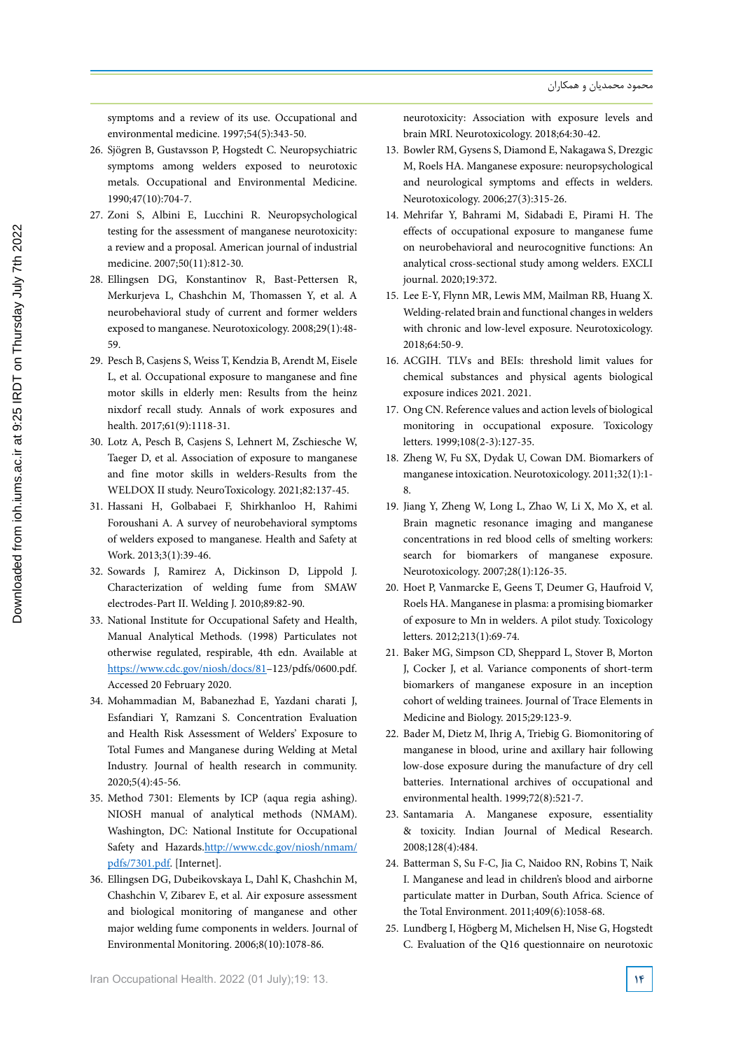neurotoxicity: Association with exposure levels and brain MRI. Neurotoxicology. 2018;64:30-42.

13. Bowler RM, Gysens S, Diamond E, Nakagawa S, Drezgic M, Roels HA. Manganese exposure: neuropsychological and neurological symptoms and effects in welders. Neurotoxicology. 2006;27(3):315-26.
14. Mehrifar Y, Bahrami M, Sidabadi E, Pirami H. The effects of occupational exposure to manganese fume on neurobehavioral and neurocognitive functions: An analytical cross-sectional study among welders. EXCLI journal. 2020;19:372.
15. Lee E-Y, Flynn MR, Lewis MM, Mailman RB, Huang X. Welding-related brain and functional changes in welders with chronic and low-level exposure. Neurotoxicology. 2018;64:50-9.
16. ACGIH. TLVs and BEIs: threshold limit values for chemical substances and physical agents biological exposure indices 2021. 2021.
17. Ong CN. Reference values and action levels of biological monitoring in occupational exposure. Toxicology letters. 1999;108(2-3):127-35.
18. Zheng W, Fu SX, Dydak U, Cowan DM. Biomarkers of manganese intoxication. Neurotoxicology. 2011;32(1):1-8.
19. Jiang Y, Zheng W, Long L, Zhao W, Li X, Mo X, et al. Brain magnetic resonance imaging and manganese concentrations in red blood cells of smelting workers: search for biomarkers of manganese exposure. Neurotoxicology. 2007;28(1):126-35.
20. Hoet P, Vanmarcke E, Geens T, Deumer G, Haufroid V, Roels HA. Manganese in plasma: a promising biomarker of exposure to Mn in welders. A pilot study. Toxicology letters. 2012;213(1):69-74.
21. Baker MG, Simpson CD, Sheppard L, Stover B, Morton J, Cocker J, et al. Variance components of short-term biomarkers of manganese exposure in an inception cohort of welding trainees. Journal of Trace Elements in Medicine and Biology. 2015;29:123-9.
22. Bader M, Dietz M, Ihrig A, Triebig G. Biomonitoring of manganese in blood, urine and axillary hair following low-dose exposure during the manufacture of dry cell batteries. International archives of occupational and environmental health. 1999;72(8):521-7.
23. Santamaria A. Manganese exposure, essentiality & toxicity. Indian Journal of Medical Research. 2008;128(4):484.
24. Batterman S, Su F-C, Jia C, Naidoo RN, Robins T, Naik I. Manganese and lead in children's blood and airborne particulate matter in Durban, South Africa. Science of the Total Environment. 2011;409(6):1058-68.
25. Lundberg I, Högberg M, Michelsen H, Nise G, Hogstedt C. Evaluation of the Q16 questionnaire on neurotoxic symptoms and a review of its use. Occupational and environmental medicine. 1997;54(5):343-50.
26. Sjögren B, Gustavsson P, Hogstedt C. Neuropsychiatric symptoms among welders exposed to neurotoxic metals. Occupational and Environmental Medicine. 1990;47(10):704-7.
27. Zoni S, Albini E, Lucchini R. Neuropsychological testing for the assessment of manganese neurotoxicity: a review and a proposal. American journal of industrial medicine. 2007;50(11):812-30.
28. Ellingsen DG, Konstantinov R, Bast-Pettersen R, Merkurjeva L, Chashchin M, Thomassen Y, et al. A neurobehavioral study of current and former welders exposed to manganese. Neurotoxicology. 2008;29(1):48-59.
29. Pesch B, Casjens S, Weiss T, Kendzia B, Arendt M, Eisele L, et al. Occupational exposure to manganese and fine motor skills in elderly men: Results from the heinz nixdorf recall study. Annals of work exposures and health. 2017;61(9):1118-31.
30. Lotz A, Pesch B, Casjens S, Lehnert M, Zschiesche W, Taeger D, et al. Association of exposure to manganese and fine motor skills in welders-Results from the WELDOX II study. NeuroToxicology. 2021;82:137-45.
31. Hassani H, Golbabaei F, Shirkhanloo H, Rahimi Foroushani A. A survey of neurobehavioral symptoms of welders exposed to manganese. Health and Safety at Work. 2013;3(1):39-46.
32. Sowards J, Ramirez A, Dickinson D, Lippold J. Characterization of welding fume from SMAW electrodes-Part II. Welding J. 2010;89:82-90.
33. National Institute for Occupational Safety and Health, Manual Analytical Methods. (1998) Particulates not otherwise regulated, respirable, 4th edn. Available at https://www.cdc.gov/niosh/docs/81–123/pdfs/0600.pdf. Accessed 20 February 2020.
34. Mohammadian M, Babanezhad E, Yazdani charati J, Esfandiari Y, Ramzani S. Concentration Evaluation and Health Risk Assessment of Welders' Exposure to Total Fumes and Manganese during Welding at Metal Industry. Journal of health research in community. 2020;5(4):45-56.
35. Method 7301: Elements by ICP (aqua regia ashing). NIOSH manual of analytical methods (NMAM). Washington, DC: National Institute for Occupational Safety and Hazards.http://www.cdc.gov/niosh/nmam/pdfs/7301.pdf. [Internet].
36. Ellingsen DG, Dubeikovskaya L, Dahl K, Chashchin M, Chashchin V, Zibarev E, et al. Air exposure assessment and biological monitoring of manganese and other major welding fume components in welders. Journal of Environmental Monitoring. 2006;8(10):1078-86.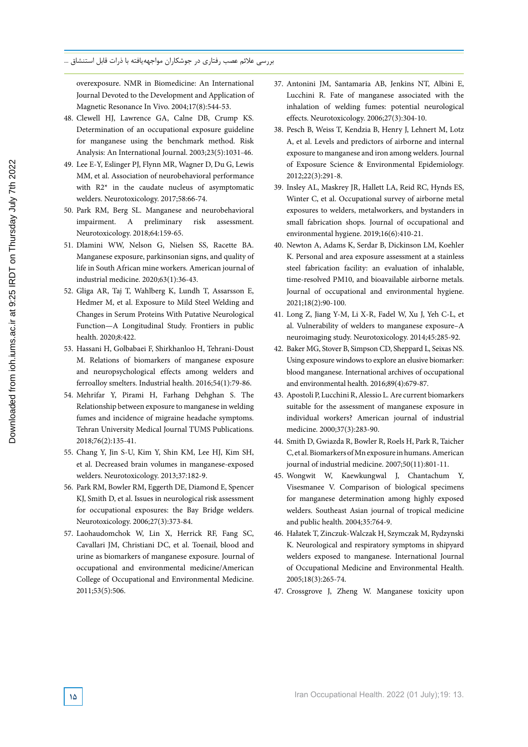overexposure. NMR in Biomedicine: An International Journal Devoted to the Development and Application of Magnetic Resonance In Vivo. 2004;17(8):544-53.

48. Clewell HJ, Lawrence GA, Calne DB, Crump KS. Determination of an occupational exposure guideline for manganese using the benchmark method. Risk Analysis: An International Journal. 2003;23(5):1031-46.
49. Lee E-Y, Eslinger PJ, Flynn MR, Wagner D, Du G, Lewis MM, et al. Association of neurobehavioral performance with R2* in the caudate nucleus of asymptomatic welders. Neurotoxicology. 2017;58:66-74.
50. Park RM, Berg SL. Manganese and neurobehavioral impairment. A preliminary risk assessment. Neurotoxicology. 2018;64:159-65.
51. Dlamini WW, Nelson G, Nielsen SS, Racette BA. Manganese exposure, parkinsonian signs, and quality of life in South African mine workers. American journal of industrial medicine. 2020;63(1):36-43.
52. Gliga AR, Taj T, Wahlberg K, Lundh T, Assarsson E, Hedmer M, et al. Exposure to Mild Steel Welding and Changes in Serum Proteins With Putative Neurological Function—A Longitudinal Study. Frontiers in public health. 2020;8:422.
53. Hassani H, Golbabaei F, Shirkhanloo H, Tehrani-Doust M. Relations of biomarkers of manganese exposure and neuropsychological effects among welders and ferroalloy smelters. Industrial health. 2016;54(1):79-86.
54. Mehrifar Y, Pirami H, Farhang Dehghan S. The Relationship between exposure to manganese in welding fumes and incidence of migraine headache symptoms. Tehran University Medical Journal TUMS Publications. 2018;76(2):135-41.
55. Chang Y, Jin S-U, Kim Y, Shin KM, Lee HJ, Kim SH, et al. Decreased brain volumes in manganese-exposed welders. Neurotoxicology. 2013;37:182-9.
56. Park RM, Bowler RM, Eggerth DE, Diamond E, Spencer KJ, Smith D, et al. Issues in neurological risk assessment for occupational exposures: the Bay Bridge welders. Neurotoxicology. 2006;27(3):373-84.
57. Laohaudomchok W, Lin X, Herrick RF, Fang SC, Cavallari JM, Christiani DC, et al. Toenail, blood and urine as biomarkers of manganese exposure. Journal of occupational and environmental medicine/American College of Occupational and Environmental Medicine. 2011;53(5):506.
37. Antonini JM, Santamaria AB, Jenkins NT, Albini E, Lucchini R. Fate of manganese associated with the inhalation of welding fumes: potential neurological effects. Neurotoxicology. 2006;27(3):304-10.
38. Pesch B, Weiss T, Kendzia B, Henry J, Lehnert M, Lotz A, et al. Levels and predictors of airborne and internal exposure to manganese and iron among welders. Journal of Exposure Science & Environmental Epidemiology. 2012;22(3):291-8.
39. Insley AL, Maskrey JR, Hallett LA, Reid RC, Hynds ES, Winter C, et al. Occupational survey of airborne metal exposures to welders, metalworkers, and bystanders in small fabrication shops. Journal of occupational and environmental hygiene. 2019;16(6):410-21.
40. Newton A, Adams K, Serdar B, Dickinson LM, Koehler K. Personal and area exposure assessment at a stainless steel fabrication facility: an evaluation of inhalable, time-resolved PM10, and bioavailable airborne metals. Journal of occupational and environmental hygiene. 2021;18(2):90-100.
41. Long Z, Jiang Y-M, Li X-R, Fadel W, Xu J, Yeh C-L, et al. Vulnerability of welders to manganese exposure–A neuroimaging study. Neurotoxicology. 2014;45:285-92.
42. Baker MG, Stover B, Simpson CD, Sheppard L, Seixas NS. Using exposure windows to explore an elusive biomarker: blood manganese. International archives of occupational and environmental health. 2016;89(4):679-87.
43. Apostoli P, Lucchini R, Alessio L. Are current biomarkers suitable for the assessment of manganese exposure in individual workers? American journal of industrial medicine. 2000;37(3):283-90.
44. Smith D, Gwiazda R, Bowler R, Roels H, Park R, Taicher C, et al. Biomarkers of Mn exposure in humans. American journal of industrial medicine. 2007;50(11):801-11.
45. Wongwit W, Kaewkungwal J, Chantachum Y, Visesmanee V. Comparison of biological specimens for manganese determination among highly exposed welders. Southeast Asian journal of tropical medicine and public health. 2004;35:764-9.
46. Hałatek T, Zinczuk-Walczak H, Szymczak M, Rydzynski K. Neurological and respiratory symptoms in shipyard welders exposed to manganese. International Journal of Occupational Medicine and Environmental Health. 2005;18(3):265-74.
47. Crossgrove J, Zheng W. Manganese toxicity upon